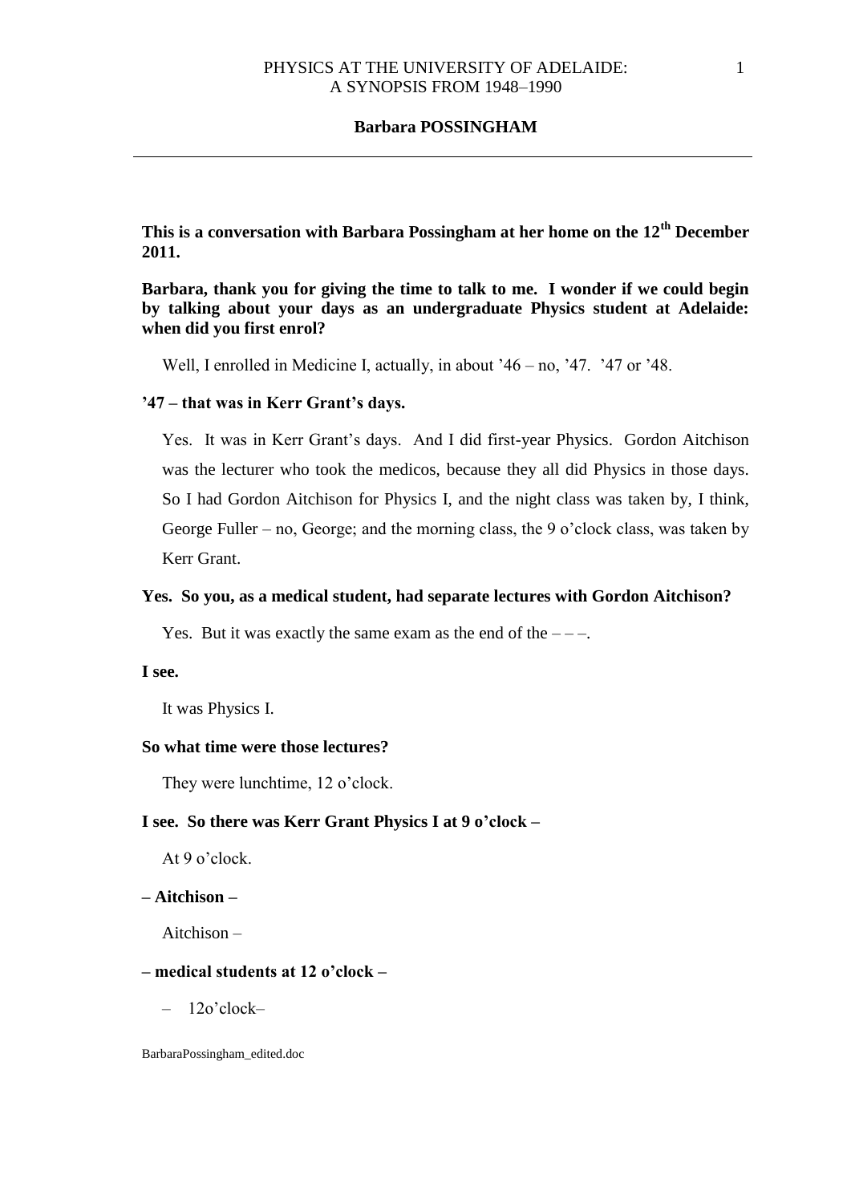**Barbara POSSINGHAM**

---

**This is a conversation with Barbara Possingham at her home on the 12th December 2011.**

**Barbara, thank you for giving the time to talk to me. I wonder if we could begin by talking about your days as an undergraduate Physics student at Adelaide: when did you first enrol?**

Well, I enrolled in Medicine I, actually, in about '46 – no, '47. '47 or '48.

**'47 – that was in Kerr Grant's days.**

Yes. It was in Kerr Grant's days. And I did first-year Physics. Gordon Aitchison was the lecturer who took the medicos, because they all did Physics in those days. So I had Gordon Aitchison for Physics I, and the night class was taken by, I think, George Fuller – no, George; and the morning class, the 9 o'clock class, was taken by Kerr Grant.

**Yes. So you, as a medical student, had separate lectures with Gordon Aitchison?**

Yes. But it was exactly the same exam as the end of the – – –.

**I see.**

It was Physics I.

**So what time were those lectures?**

They were lunchtime, 12 o'clock.

**I see. So there was Kerr Grant Physics I at 9 o'clock –**

At 9 o'clock.

**– Aitchison –**

Aitchison –

**– medical students at 12 o'clock –**

– 12o'clock–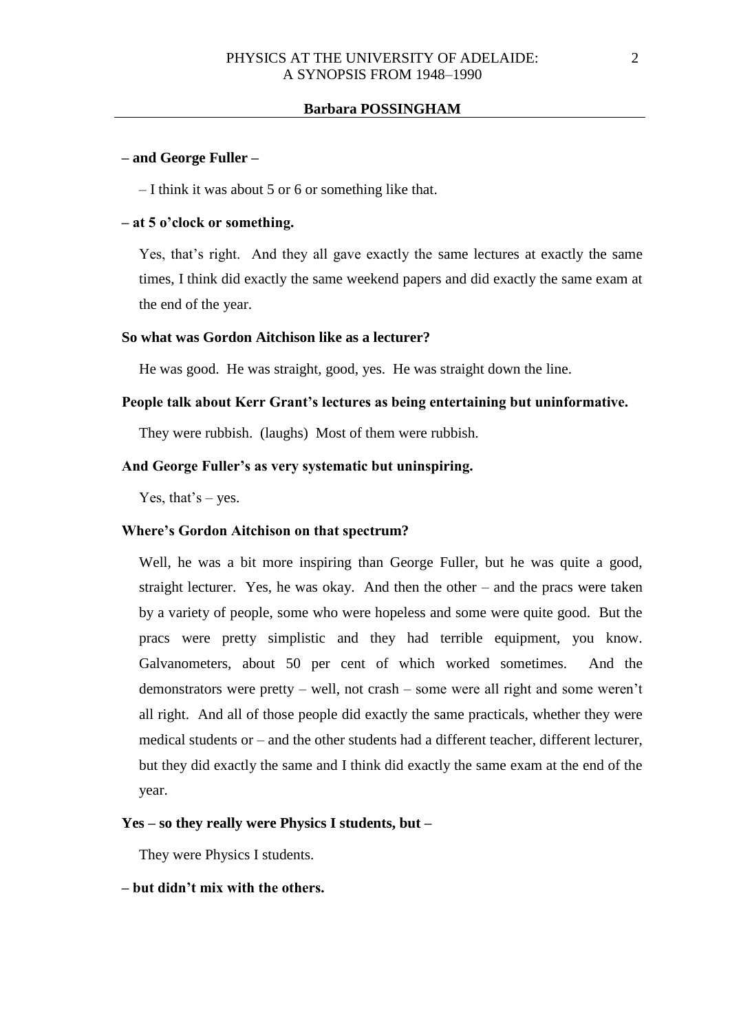**– and George Fuller –**

– I think it was about 5 or 6 or something like that.

**– at 5 o'clock or something.**

Yes, that's right. And they all gave exactly the same lectures at exactly the same times, I think did exactly the same weekend papers and did exactly the same exam at the end of the year.

**So what was Gordon Aitchison like as a lecturer?**

He was good. He was straight, good, yes. He was straight down the line.

**People talk about Kerr Grant's lectures as being entertaining but uninformative.**

They were rubbish. (laughs) Most of them were rubbish.

**And George Fuller's as very systematic but uninspiring.**

Yes, that's – yes.

**Where's Gordon Aitchison on that spectrum?**

Well, he was a bit more inspiring than George Fuller, but he was quite a good, straight lecturer. Yes, he was okay. And then the other – and the pracs were taken by a variety of people, some who were hopeless and some were quite good. But the pracs were pretty simplistic and they had terrible equipment, you know. Galvanometers, about 50 per cent of which worked sometimes. And the demonstrators were pretty – well, not crash – some were all right and some weren't all right. And all of those people did exactly the same practicals, whether they were medical students or – and the other students had a different teacher, different lecturer, but they did exactly the same and I think did exactly the same exam at the end of the year.

**Yes – so they really were Physics I students, but –**

They were Physics I students.

**– but didn't mix with the others.**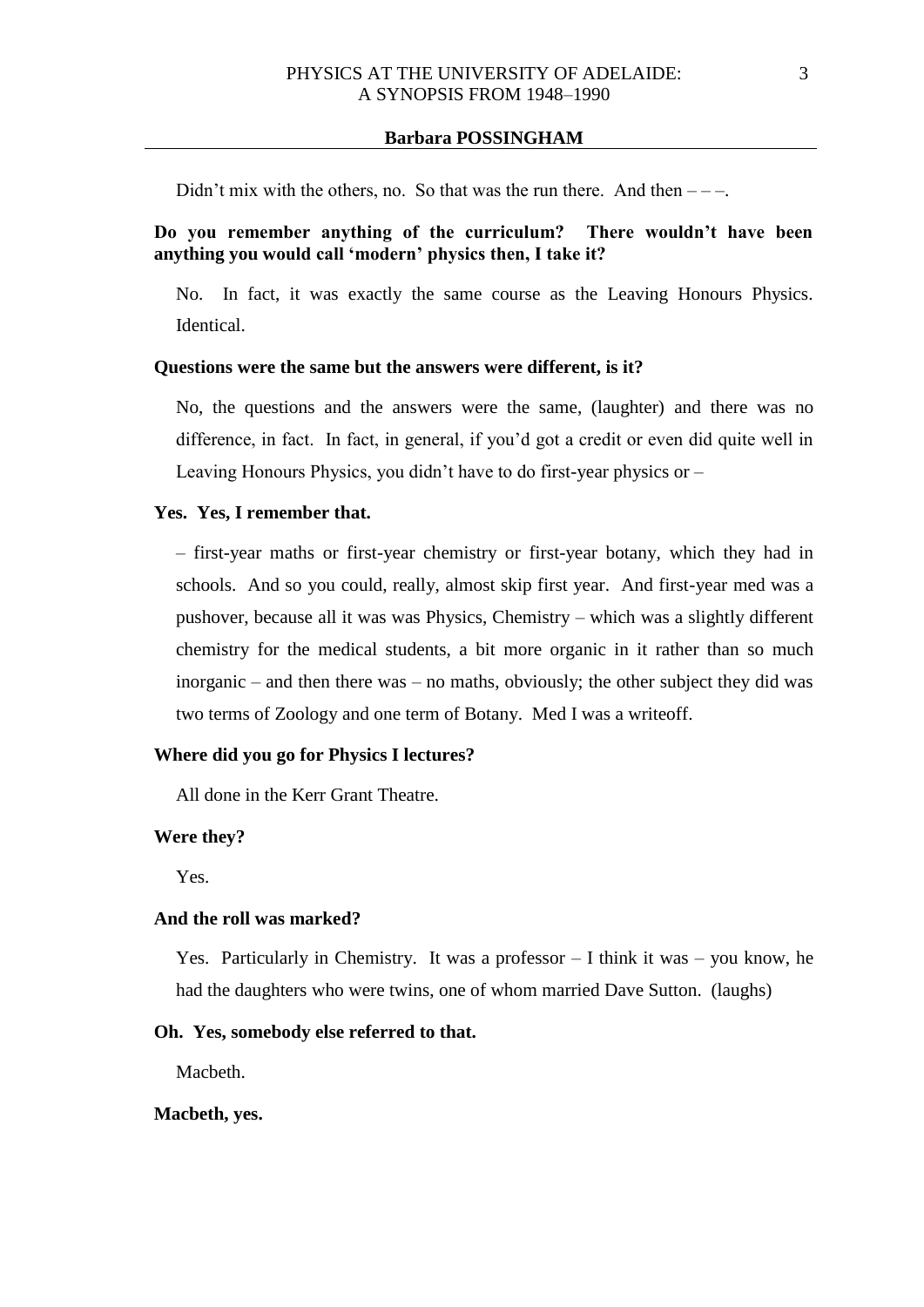Didn't mix with the others, no. So that was the run there. And then – – –.

**Do you remember anything of the curriculum? There wouldn't have been anything you would call 'modern' physics then, I take it?**

No. In fact, it was exactly the same course as the Leaving Honours Physics. Identical.

**Questions were the same but the answers were different, is it?**

No, the questions and the answers were the same, (laughter) and there was no difference, in fact. In fact, in general, if you'd got a credit or even did quite well in Leaving Honours Physics, you didn't have to do first-year physics or –

**Yes. Yes, I remember that.**

– first-year maths or first-year chemistry or first-year botany, which they had in schools. And so you could, really, almost skip first year. And first-year med was a pushover, because all it was was Physics, Chemistry – which was a slightly different chemistry for the medical students, a bit more organic in it rather than so much inorganic – and then there was – no maths, obviously; the other subject they did was two terms of Zoology and one term of Botany. Med I was a writeoff.

**Where did you go for Physics I lectures?**

All done in the Kerr Grant Theatre.

**Were they?**

Yes.

**And the roll was marked?**

Yes. Particularly in Chemistry. It was a professor – I think it was – you know, he had the daughters who were twins, one of whom married Dave Sutton. (laughs)

**Oh. Yes, somebody else referred to that.**

Macbeth.

**Macbeth, yes.**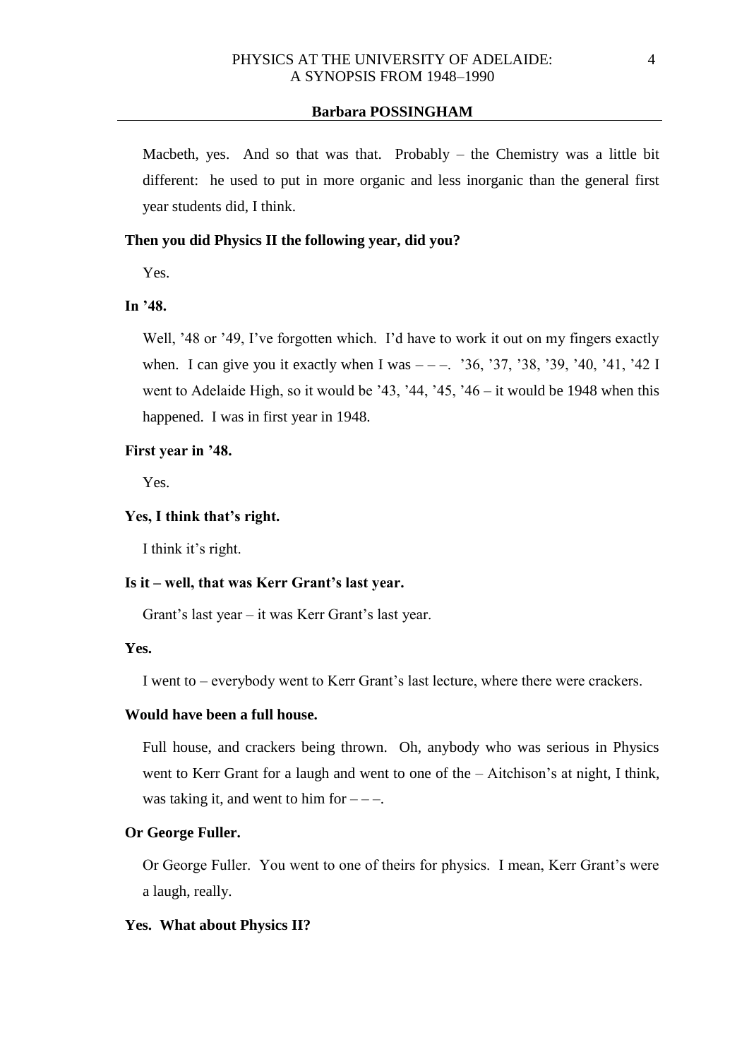Macbeth, yes. And so that was that. Probably – the Chemistry was a little bit different: he used to put in more organic and less inorganic than the general first year students did, I think.

**Then you did Physics II the following year, did you?**

Yes.

**In ’48.**

Well, ’48 or ’49, I’ve forgotten which. I’d have to work it out on my fingers exactly when. I can give you it exactly when I was – – –. ’36, ’37, ’38, ’39, ’40, ’41, ’42 I went to Adelaide High, so it would be ’43, ’44, ’45, ’46 – it would be 1948 when this happened. I was in first year in 1948.

**First year in ’48.**

Yes.

**Yes, I think that’s right.**

I think it’s right.

**Is it – well, that was Kerr Grant’s last year.**

Grant’s last year – it was Kerr Grant’s last year.

**Yes.**

I went to – everybody went to Kerr Grant’s last lecture, where there were crackers.

**Would have been a full house.**

Full house, and crackers being thrown. Oh, anybody who was serious in Physics went to Kerr Grant for a laugh and went to one of the – Aitchison’s at night, I think, was taking it, and went to him for – – –.

**Or George Fuller.**

Or George Fuller. You went to one of theirs for physics. I mean, Kerr Grant’s were a laugh, really.

**Yes. What about Physics II?**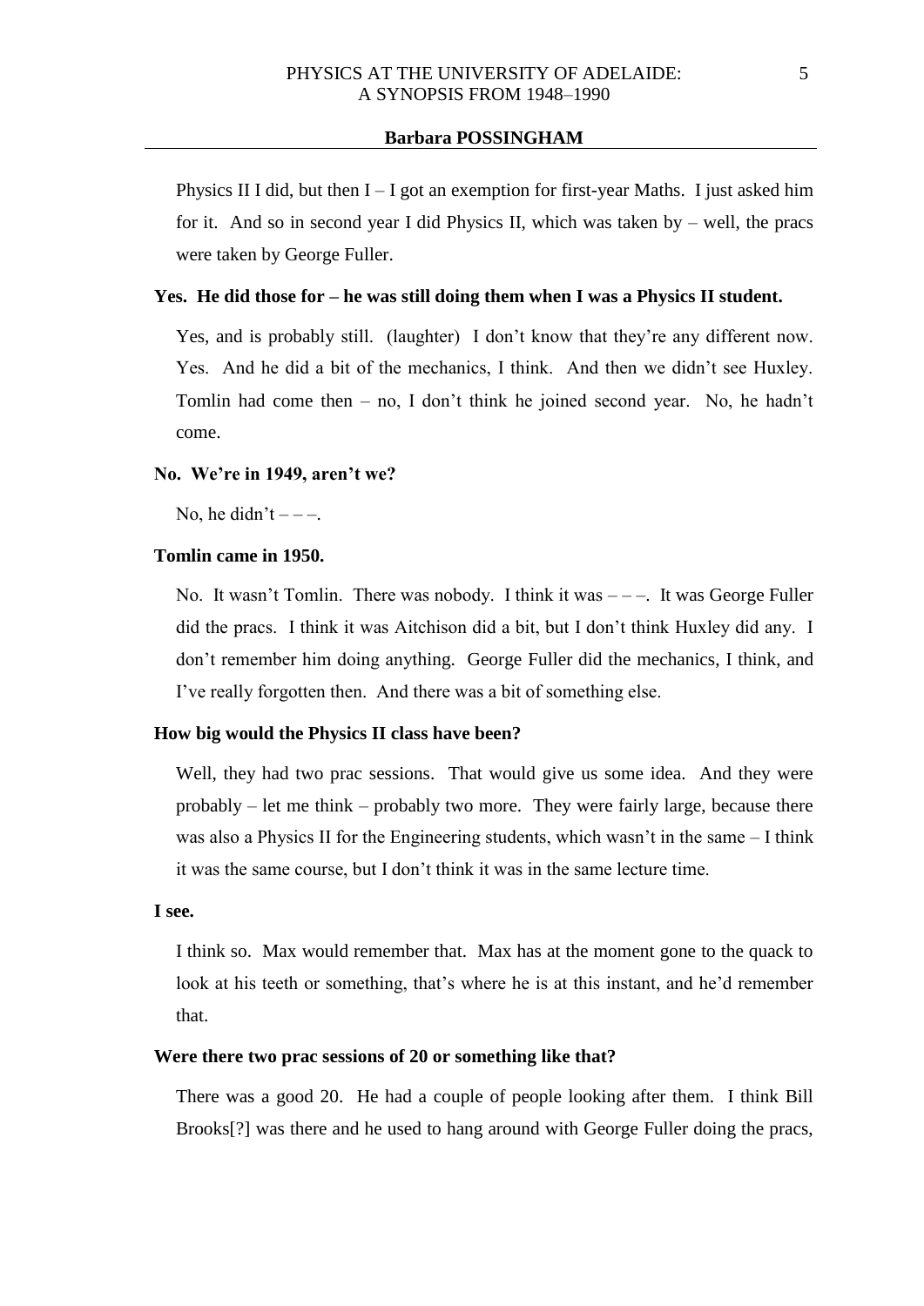Physics II I did, but then I – I got an exemption for first-year Maths. I just asked him for it. And so in second year I did Physics II, which was taken by – well, the pracs were taken by George Fuller.

**Yes. He did those for – he was still doing them when I was a Physics II student.**

Yes, and is probably still. (laughter) I don't know that they're any different now. Yes. And he did a bit of the mechanics, I think. And then we didn't see Huxley. Tomlin had come then – no, I don't think he joined second year. No, he hadn't come.

**No. We're in 1949, aren't we?**

No, he didn't – – –.

**Tomlin came in 1950.**

No. It wasn't Tomlin. There was nobody. I think it was – – –. It was George Fuller did the pracs. I think it was Aitchison did a bit, but I don't think Huxley did any. I don't remember him doing anything. George Fuller did the mechanics, I think, and I've really forgotten then. And there was a bit of something else.

**How big would the Physics II class have been?**

Well, they had two prac sessions. That would give us some idea. And they were probably – let me think – probably two more. They were fairly large, because there was also a Physics II for the Engineering students, which wasn't in the same – I think it was the same course, but I don't think it was in the same lecture time.

**I see.**

I think so. Max would remember that. Max has at the moment gone to the quack to look at his teeth or something, that's where he is at this instant, and he'd remember that.

**Were there two prac sessions of 20 or something like that?**

There was a good 20. He had a couple of people looking after them. I think Bill Brooks[?] was there and he used to hang around with George Fuller doing the pracs,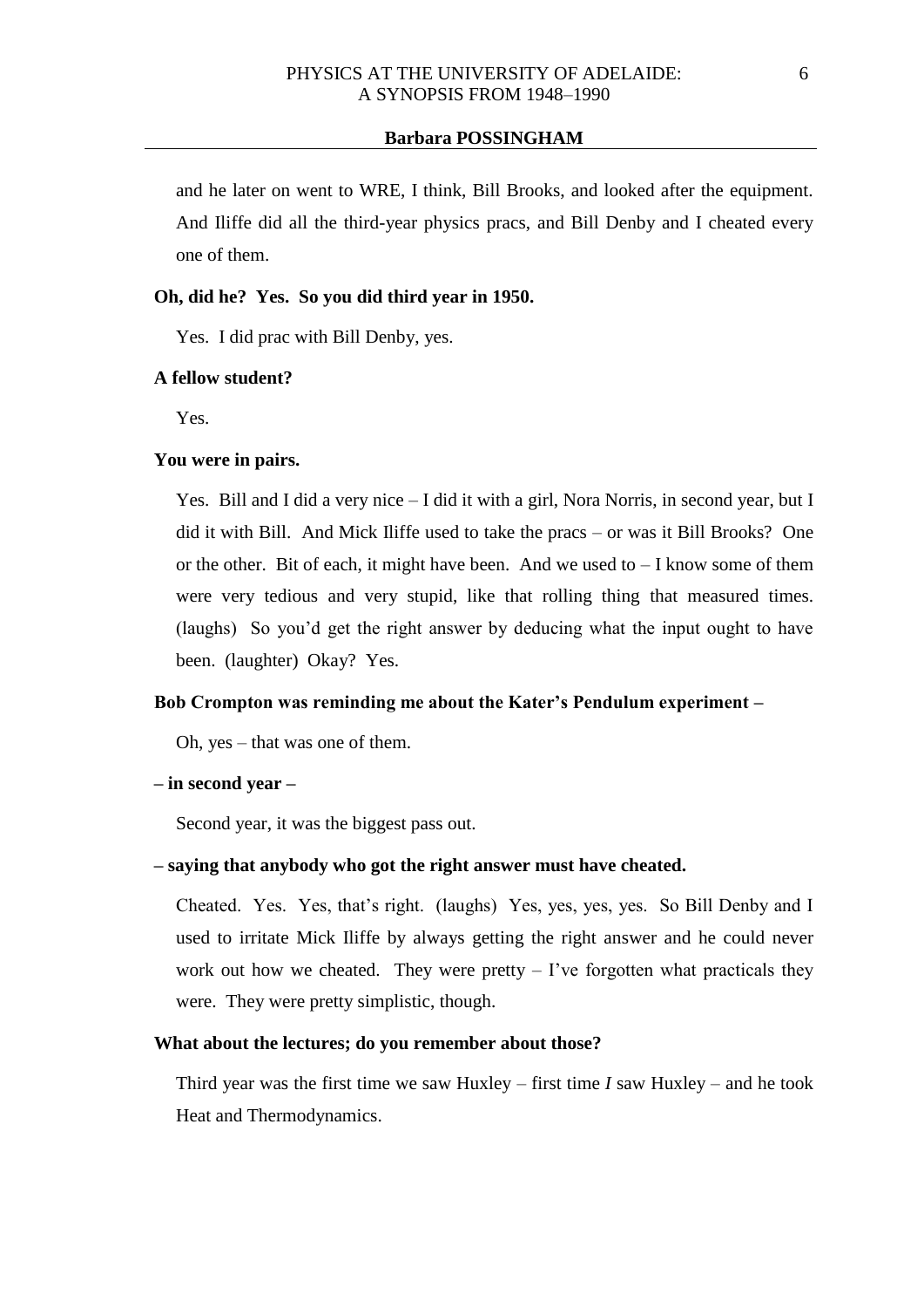and he later on went to WRE, I think, Bill Brooks, and looked after the equipment. And Iliffe did all the third-year physics pracs, and Bill Denby and I cheated every one of them.

**Oh, did he? Yes. So you did third year in 1950.**

Yes. I did prac with Bill Denby, yes.

**A fellow student?**

Yes.

**You were in pairs.**

Yes. Bill and I did a very nice – I did it with a girl, Nora Norris, in second year, but I did it with Bill. And Mick Iliffe used to take the pracs – or was it Bill Brooks? One or the other. Bit of each, it might have been. And we used to – I know some of them were very tedious and very stupid, like that rolling thing that measured times. (laughs) So you'd get the right answer by deducing what the input ought to have been. (laughter) Okay? Yes.

**Bob Crompton was reminding me about the Kater's Pendulum experiment –**

Oh, yes – that was one of them.

**– in second year –**

Second year, it was the biggest pass out.

**– saying that anybody who got the right answer must have cheated.**

Cheated. Yes. Yes, that's right. (laughs) Yes, yes, yes, yes. So Bill Denby and I used to irritate Mick Iliffe by always getting the right answer and he could never work out how we cheated. They were pretty – I've forgotten what practicals they were. They were pretty simplistic, though.

**What about the lectures; do you remember about those?**

Third year was the first time we saw Huxley – first time *I* saw Huxley – and he took Heat and Thermodynamics.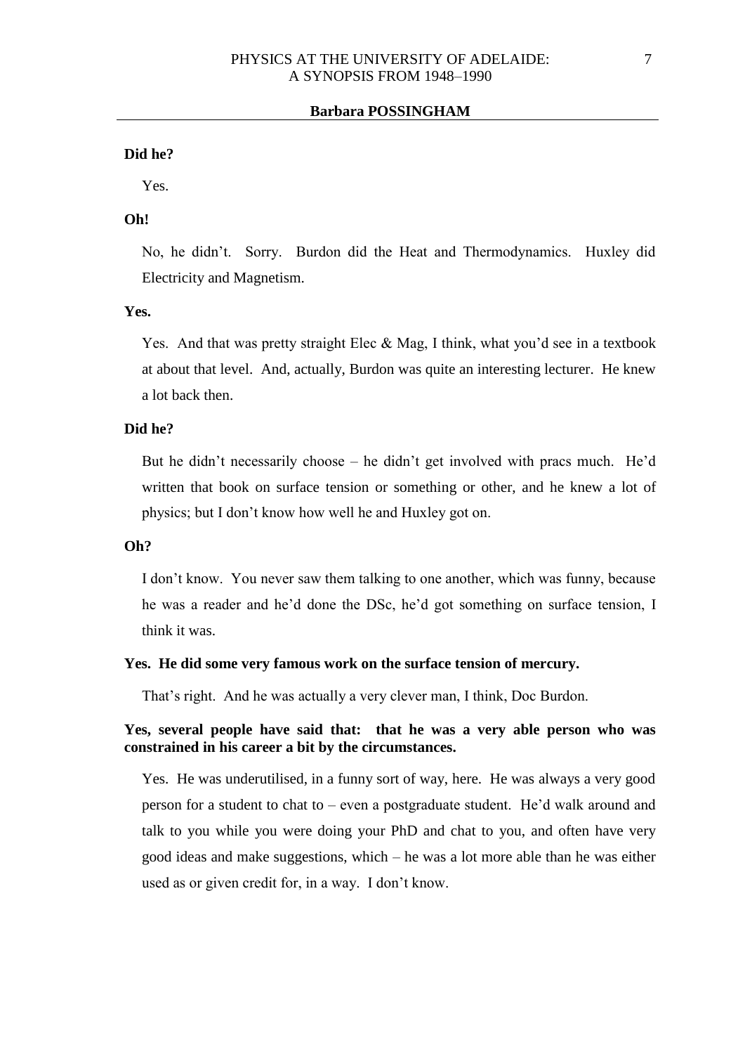**Did he?**

Yes.

**Oh!**

No, he didn't. Sorry. Burdon did the Heat and Thermodynamics. Huxley did Electricity and Magnetism.

**Yes.**

Yes. And that was pretty straight Elec & Mag, I think, what you'd see in a textbook at about that level. And, actually, Burdon was quite an interesting lecturer. He knew a lot back then.

**Did he?**

But he didn't necessarily choose – he didn't get involved with pracs much. He'd written that book on surface tension or something or other, and he knew a lot of physics; but I don't know how well he and Huxley got on.

**Oh?**

I don't know. You never saw them talking to one another, which was funny, because he was a reader and he'd done the DSc, he'd got something on surface tension, I think it was.

**Yes. He did some very famous work on the surface tension of mercury.**

That's right. And he was actually a very clever man, I think, Doc Burdon.

**Yes, several people have said that: that he was a very able person who was constrained in his career a bit by the circumstances.**

Yes. He was underutilised, in a funny sort of way, here. He was always a very good person for a student to chat to – even a postgraduate student. He'd walk around and talk to you while you were doing your PhD and chat to you, and often have very good ideas and make suggestions, which – he was a lot more able than he was either used as or given credit for, in a way. I don't know.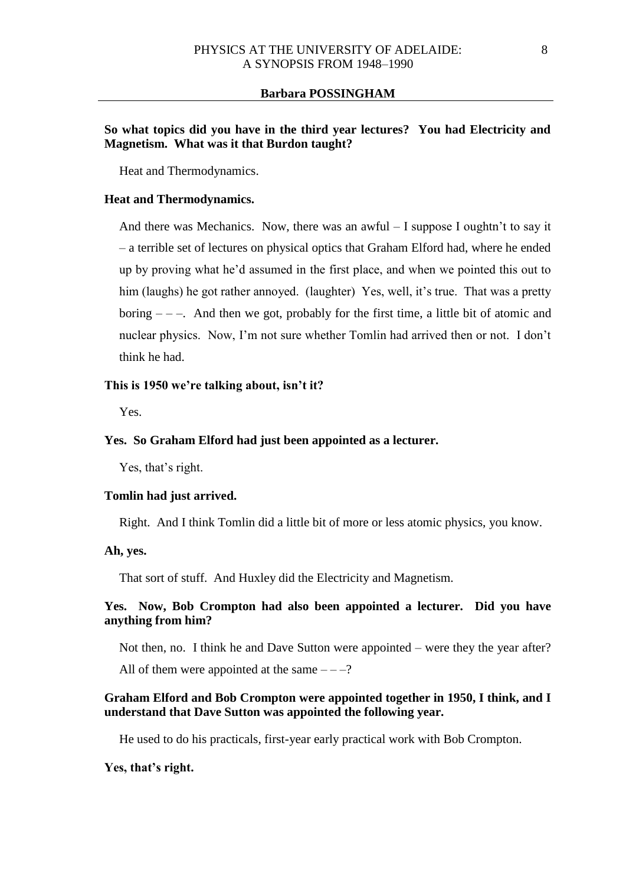**So what topics did you have in the third year lectures? You had Electricity and Magnetism. What was it that Burdon taught?**

Heat and Thermodynamics.

**Heat and Thermodynamics.**

And there was Mechanics. Now, there was an awful – I suppose I oughtn't to say it – a terrible set of lectures on physical optics that Graham Elford had, where he ended up by proving what he'd assumed in the first place, and when we pointed this out to him (laughs) he got rather annoyed. (laughter) Yes, well, it's true. That was a pretty boring – – –. And then we got, probably for the first time, a little bit of atomic and nuclear physics. Now, I'm not sure whether Tomlin had arrived then or not. I don't think he had.

**This is 1950 we're talking about, isn't it?**

Yes.

**Yes. So Graham Elford had just been appointed as a lecturer.**

Yes, that's right.

**Tomlin had just arrived.**

Right. And I think Tomlin did a little bit of more or less atomic physics, you know.

**Ah, yes.**

That sort of stuff. And Huxley did the Electricity and Magnetism.

**Yes. Now, Bob Crompton had also been appointed a lecturer. Did you have anything from him?**

Not then, no. I think he and Dave Sutton were appointed – were they the year after? All of them were appointed at the same – – –?

**Graham Elford and Bob Crompton were appointed together in 1950, I think, and I understand that Dave Sutton was appointed the following year.**

He used to do his practicals, first-year early practical work with Bob Crompton.

**Yes, that's right.**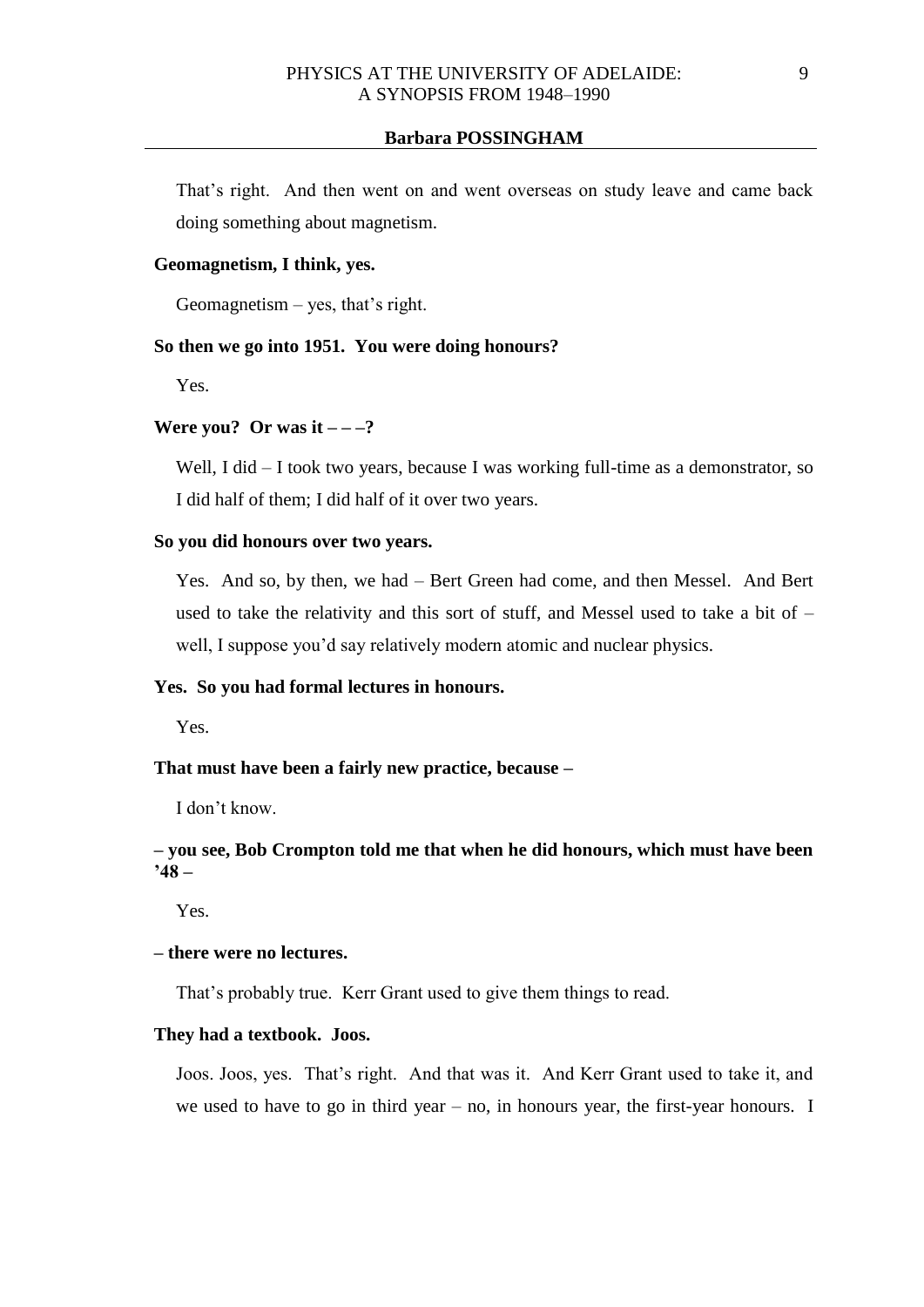That's right. And then went on and went overseas on study leave and came back doing something about magnetism.

**Geomagnetism, I think, yes.**

Geomagnetism – yes, that's right.

**So then we go into 1951. You were doing honours?**

Yes.

**Were you? Or was it – – –?**

Well, I did – I took two years, because I was working full-time as a demonstrator, so I did half of them; I did half of it over two years.

**So you did honours over two years.**

Yes. And so, by then, we had – Bert Green had come, and then Messel. And Bert used to take the relativity and this sort of stuff, and Messel used to take a bit of – well, I suppose you'd say relatively modern atomic and nuclear physics.

**Yes. So you had formal lectures in honours.**

Yes.

**That must have been a fairly new practice, because –**

I don't know.

**– you see, Bob Crompton told me that when he did honours, which must have been '48 –**

Yes.

**– there were no lectures.**

That's probably true. Kerr Grant used to give them things to read.

**They had a textbook. Joos.**

Joos. Joos, yes. That's right. And that was it. And Kerr Grant used to take it, and we used to have to go in third year – no, in honours year, the first-year honours. I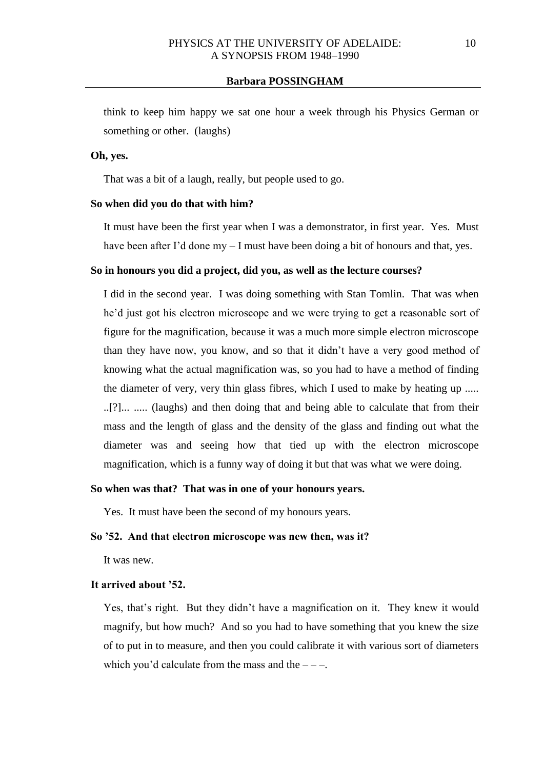think to keep him happy we sat one hour a week through his Physics German or something or other. (laughs)

**Oh, yes.**

That was a bit of a laugh, really, but people used to go.

**So when did you do that with him?**

It must have been the first year when I was a demonstrator, in first year. Yes. Must have been after I'd done my – I must have been doing a bit of honours and that, yes.

**So in honours you did a project, did you, as well as the lecture courses?**

I did in the second year. I was doing something with Stan Tomlin. That was when he'd just got his electron microscope and we were trying to get a reasonable sort of figure for the magnification, because it was a much more simple electron microscope than they have now, you know, and so that it didn't have a very good method of knowing what the actual magnification was, so you had to have a method of finding the diameter of very, very thin glass fibres, which I used to make by heating up ..... ..[?]... ..... (laughs) and then doing that and being able to calculate that from their mass and the length of glass and the density of the glass and finding out what the diameter was and seeing how that tied up with the electron microscope magnification, which is a funny way of doing it but that was what we were doing.

**So when was that? That was in one of your honours years.**

Yes. It must have been the second of my honours years.

**So '52. And that electron microscope was new then, was it?**

It was new.

**It arrived about '52.**

Yes, that's right. But they didn't have a magnification on it. They knew it would magnify, but how much? And so you had to have something that you knew the size of to put in to measure, and then you could calibrate it with various sort of diameters which you'd calculate from the mass and the – – –.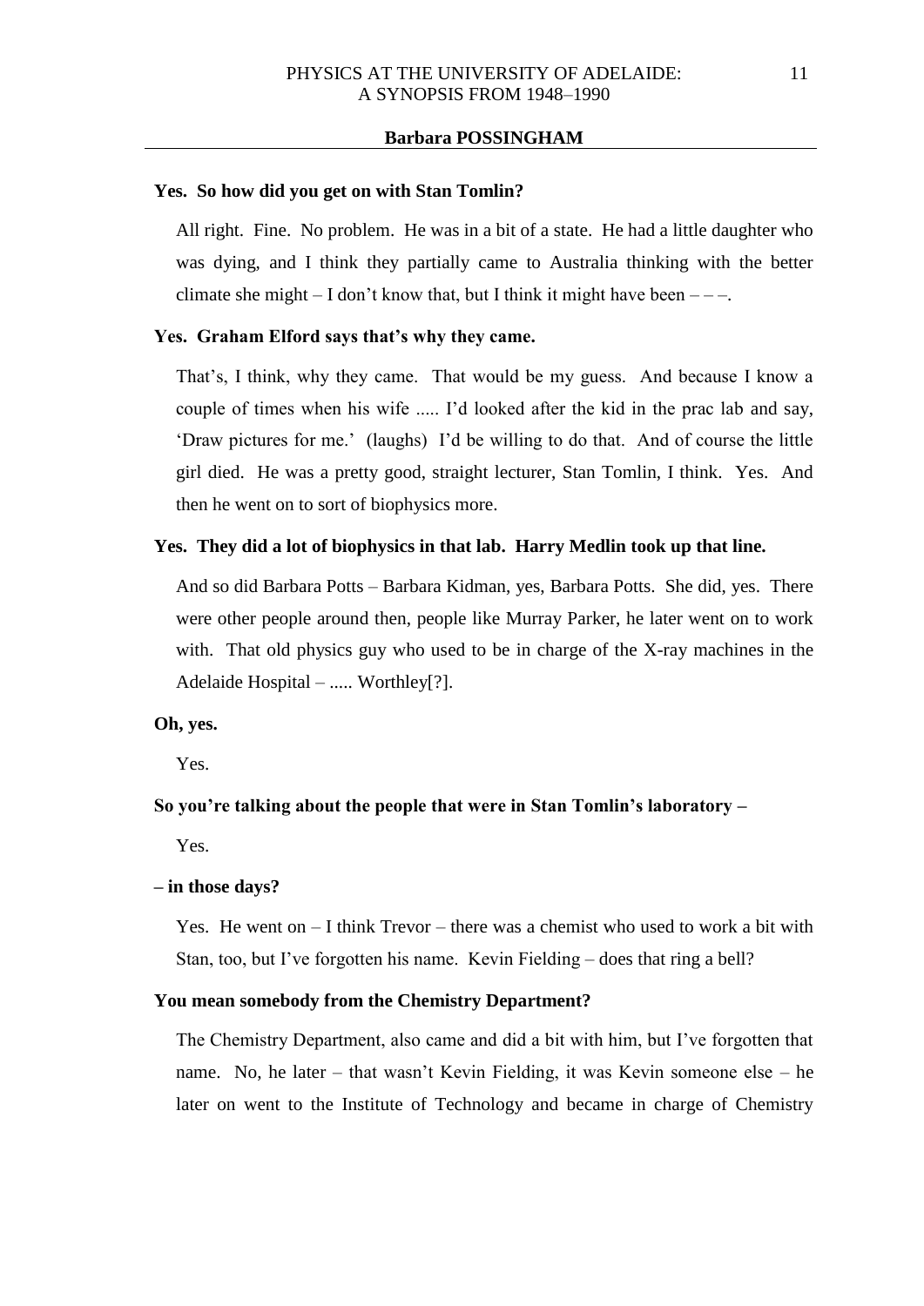**Yes. So how did you get on with Stan Tomlin?**

All right. Fine. No problem. He was in a bit of a state. He had a little daughter who was dying, and I think they partially came to Australia thinking with the better climate she might – I don't know that, but I think it might have been – – –.

**Yes. Graham Elford says that's why they came.**

That's, I think, why they came. That would be my guess. And because I know a couple of times when his wife ..... I'd looked after the kid in the prac lab and say, 'Draw pictures for me.' (laughs) I'd be willing to do that. And of course the little girl died. He was a pretty good, straight lecturer, Stan Tomlin, I think. Yes. And then he went on to sort of biophysics more.

**Yes. They did a lot of biophysics in that lab. Harry Medlin took up that line.**

And so did Barbara Potts – Barbara Kidman, yes, Barbara Potts. She did, yes. There were other people around then, people like Murray Parker, he later went on to work with. That old physics guy who used to be in charge of the X-ray machines in the Adelaide Hospital – ..... Worthley[?].

**Oh, yes.**

Yes.

**So you're talking about the people that were in Stan Tomlin's laboratory –**

Yes.

**– in those days?**

Yes. He went on – I think Trevor – there was a chemist who used to work a bit with Stan, too, but I've forgotten his name. Kevin Fielding – does that ring a bell?

**You mean somebody from the Chemistry Department?**

The Chemistry Department, also came and did a bit with him, but I've forgotten that name. No, he later – that wasn't Kevin Fielding, it was Kevin someone else – he later on went to the Institute of Technology and became in charge of Chemistry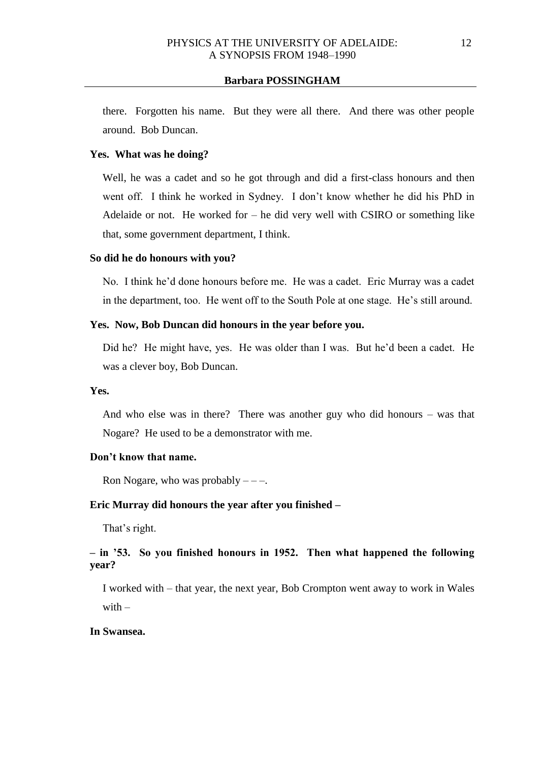there. Forgotten his name. But they were all there. And there was other people around. Bob Duncan.

**Yes. What was he doing?**

Well, he was a cadet and so he got through and did a first-class honours and then went off. I think he worked in Sydney. I don't know whether he did his PhD in Adelaide or not. He worked for – he did very well with CSIRO or something like that, some government department, I think.

**So did he do honours with you?**

No. I think he'd done honours before me. He was a cadet. Eric Murray was a cadet in the department, too. He went off to the South Pole at one stage. He's still around.

**Yes. Now, Bob Duncan did honours in the year before you.**

Did he? He might have, yes. He was older than I was. But he'd been a cadet. He was a clever boy, Bob Duncan.

**Yes.**

And who else was in there? There was another guy who did honours – was that Nogare? He used to be a demonstrator with me.

**Don't know that name.**

Ron Nogare, who was probably – – –.

**Eric Murray did honours the year after you finished –**

That's right.

**– in '53. So you finished honours in 1952. Then what happened the following year?**

I worked with – that year, the next year, Bob Crompton went away to work in Wales with –

**In Swansea.**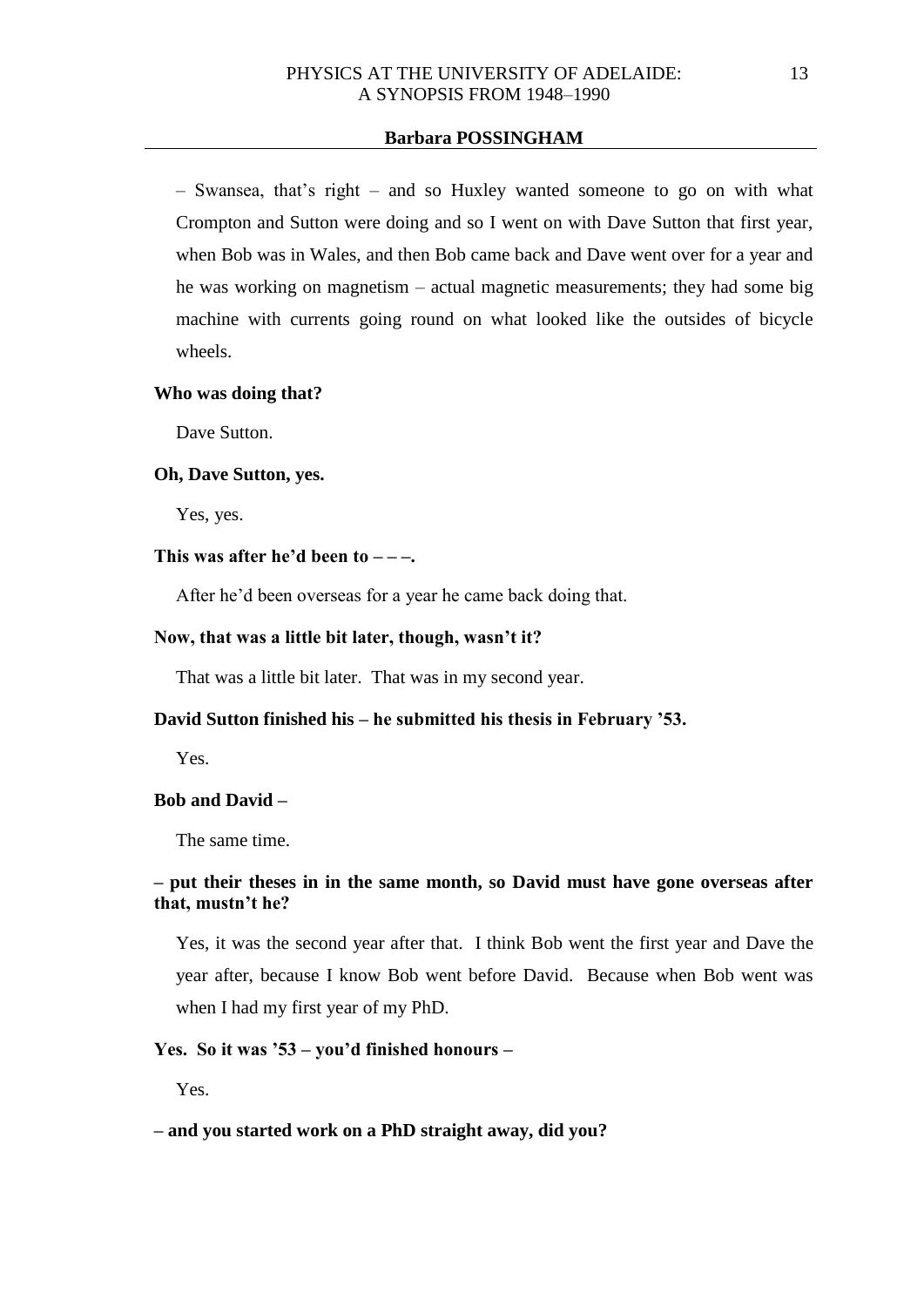– Swansea, that's right – and so Huxley wanted someone to go on with what Crompton and Sutton were doing and so I went on with Dave Sutton that first year, when Bob was in Wales, and then Bob came back and Dave went over for a year and he was working on magnetism – actual magnetic measurements; they had some big machine with currents going round on what looked like the outsides of bicycle wheels.

**Who was doing that?**

Dave Sutton.

**Oh, Dave Sutton, yes.**

Yes, yes.

**This was after he'd been to – – –.**

After he'd been overseas for a year he came back doing that.

**Now, that was a little bit later, though, wasn't it?**

That was a little bit later. That was in my second year.

**David Sutton finished his – he submitted his thesis in February '53.**

Yes.

**Bob and David –**

The same time.

**– put their theses in in the same month, so David must have gone overseas after that, mustn't he?**

Yes, it was the second year after that. I think Bob went the first year and Dave the year after, because I know Bob went before David. Because when Bob went was when I had my first year of my PhD.

**Yes. So it was '53 – you'd finished honours –**

Yes.

**– and you started work on a PhD straight away, did you?**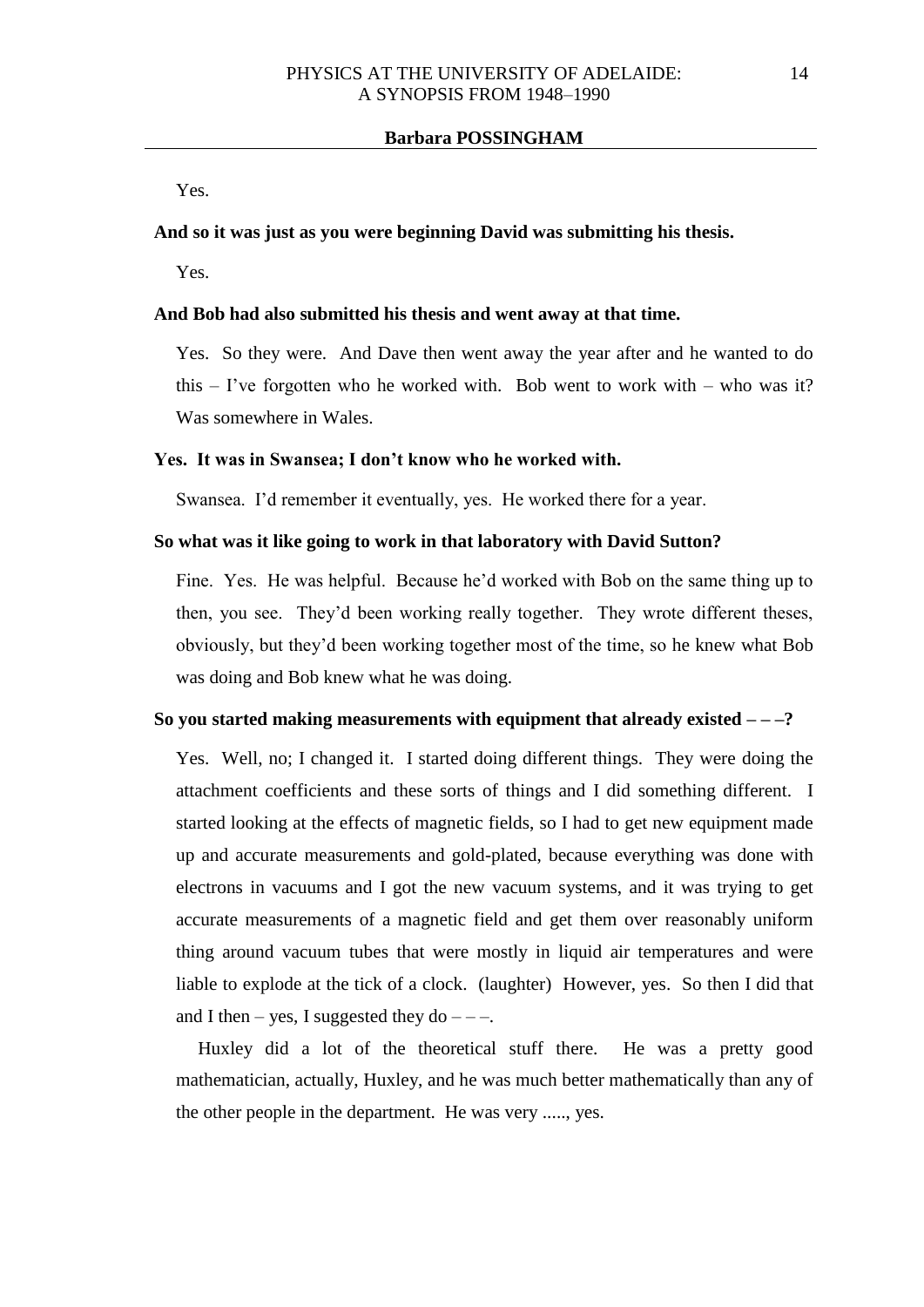Yes.

**And so it was just as you were beginning David was submitting his thesis.**

Yes.

**And Bob had also submitted his thesis and went away at that time.**

Yes. So they were. And Dave then went away the year after and he wanted to do this – I've forgotten who he worked with. Bob went to work with – who was it? Was somewhere in Wales.

**Yes. It was in Swansea; I don't know who he worked with.**

Swansea. I'd remember it eventually, yes. He worked there for a year.

**So what was it like going to work in that laboratory with David Sutton?**

Fine. Yes. He was helpful. Because he'd worked with Bob on the same thing up to then, you see. They'd been working really together. They wrote different theses, obviously, but they'd been working together most of the time, so he knew what Bob was doing and Bob knew what he was doing.

**So you started making measurements with equipment that already existed – – –?**

Yes. Well, no; I changed it. I started doing different things. They were doing the attachment coefficients and these sorts of things and I did something different. I started looking at the effects of magnetic fields, so I had to get new equipment made up and accurate measurements and gold-plated, because everything was done with electrons in vacuums and I got the new vacuum systems, and it was trying to get accurate measurements of a magnetic field and get them over reasonably uniform thing around vacuum tubes that were mostly in liquid air temperatures and were liable to explode at the tick of a clock. (laughter) However, yes. So then I did that and I then – yes, I suggested they do – – –.

Huxley did a lot of the theoretical stuff there. He was a pretty good mathematician, actually, Huxley, and he was much better mathematically than any of the other people in the department. He was very ....., yes.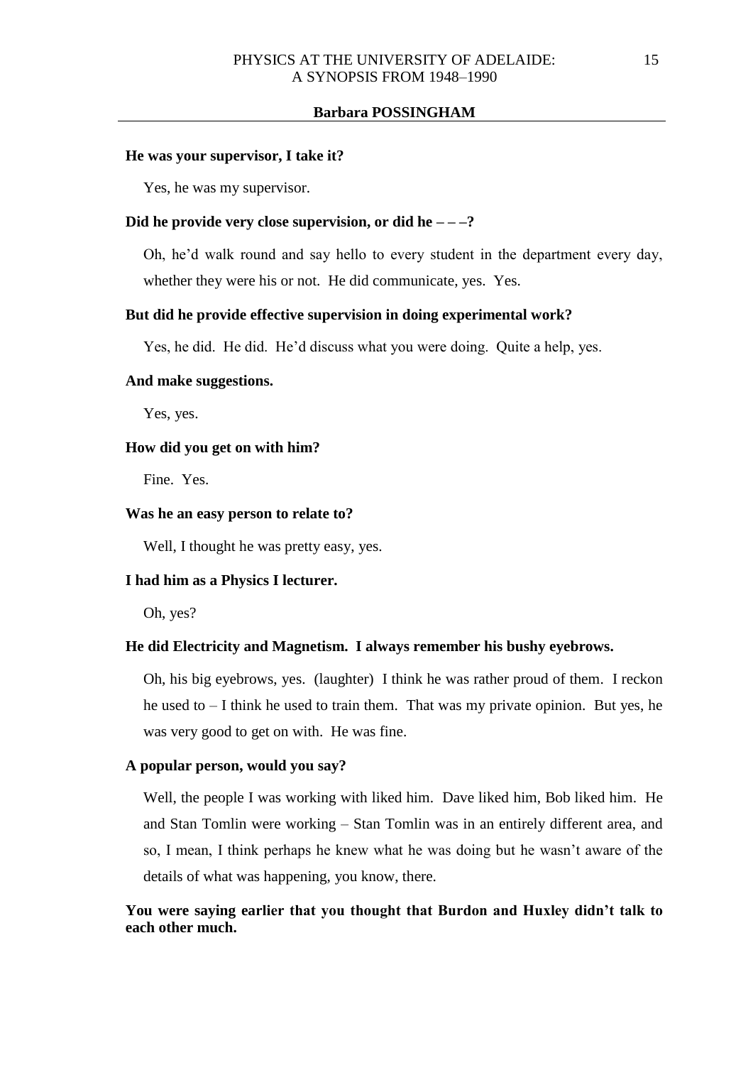**He was your supervisor, I take it?**

Yes, he was my supervisor.

**Did he provide very close supervision, or did he – – –?**

Oh, he'd walk round and say hello to every student in the department every day, whether they were his or not. He did communicate, yes. Yes.

**But did he provide effective supervision in doing experimental work?**

Yes, he did. He did. He'd discuss what you were doing. Quite a help, yes.

**And make suggestions.**

Yes, yes.

**How did you get on with him?**

Fine. Yes.

**Was he an easy person to relate to?**

Well, I thought he was pretty easy, yes.

**I had him as a Physics I lecturer.**

Oh, yes?

**He did Electricity and Magnetism. I always remember his bushy eyebrows.**

Oh, his big eyebrows, yes. (laughter) I think he was rather proud of them. I reckon he used to – I think he used to train them. That was my private opinion. But yes, he was very good to get on with. He was fine.

**A popular person, would you say?**

Well, the people I was working with liked him. Dave liked him, Bob liked him. He and Stan Tomlin were working – Stan Tomlin was in an entirely different area, and so, I mean, I think perhaps he knew what he was doing but he wasn't aware of the details of what was happening, you know, there.

**You were saying earlier that you thought that Burdon and Huxley didn't talk to each other much.**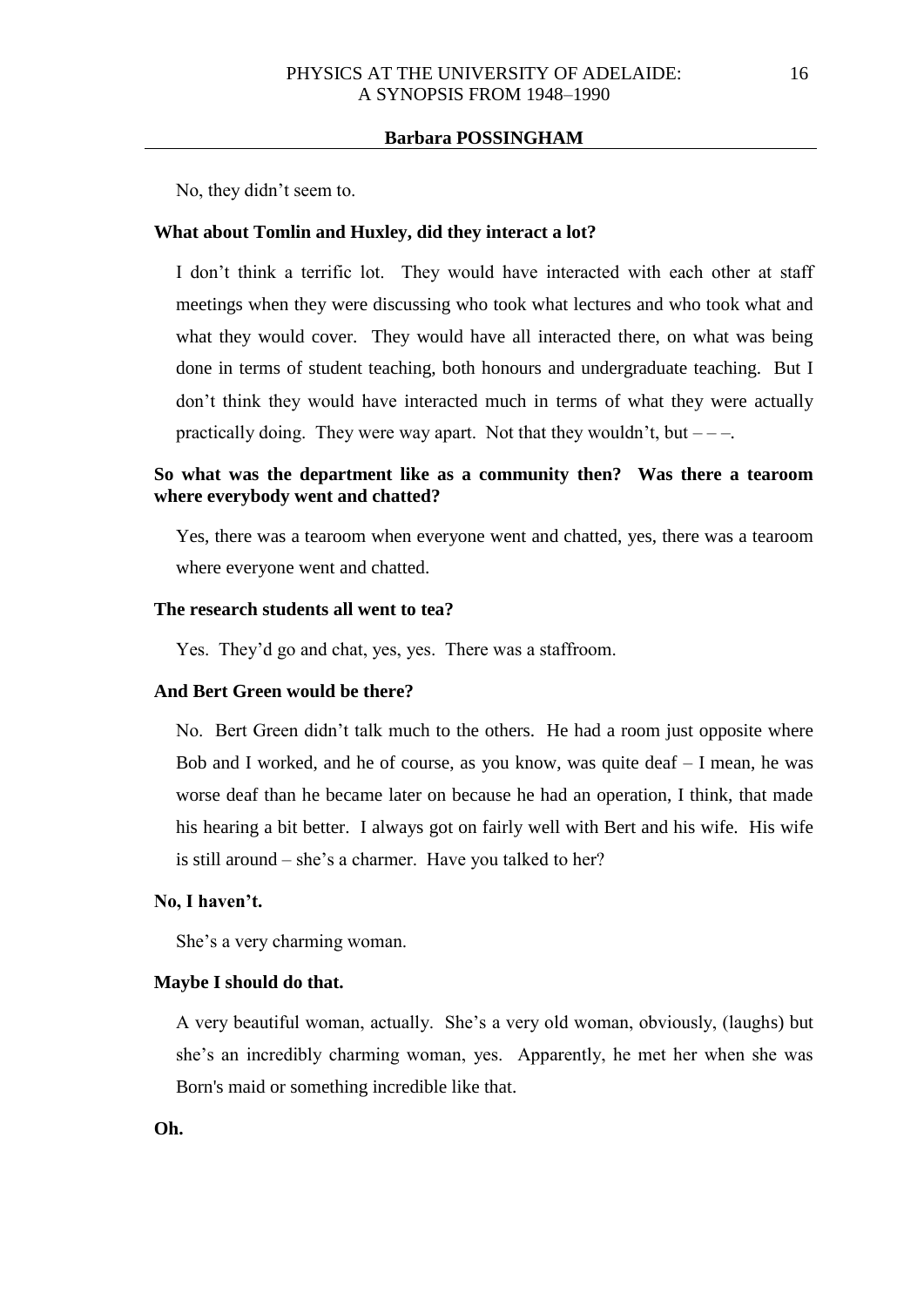No, they didn't seem to.

**What about Tomlin and Huxley, did they interact a lot?**

I don't think a terrific lot. They would have interacted with each other at staff meetings when they were discussing who took what lectures and who took what and what they would cover. They would have all interacted there, on what was being done in terms of student teaching, both honours and undergraduate teaching. But I don't think they would have interacted much in terms of what they were actually practically doing. They were way apart. Not that they wouldn't, but – – –.

**So what was the department like as a community then? Was there a tearoom where everybody went and chatted?**

Yes, there was a tearoom when everyone went and chatted, yes, there was a tearoom where everyone went and chatted.

**The research students all went to tea?**

Yes. They'd go and chat, yes, yes. There was a staffroom.

**And Bert Green would be there?**

No. Bert Green didn't talk much to the others. He had a room just opposite where Bob and I worked, and he of course, as you know, was quite deaf – I mean, he was worse deaf than he became later on because he had an operation, I think, that made his hearing a bit better. I always got on fairly well with Bert and his wife. His wife is still around – she's a charmer. Have you talked to her?

**No, I haven't.**

She's a very charming woman.

**Maybe I should do that.**

A very beautiful woman, actually. She's a very old woman, obviously, (laughs) but she's an incredibly charming woman, yes. Apparently, he met her when she was Born's maid or something incredible like that.

**Oh.**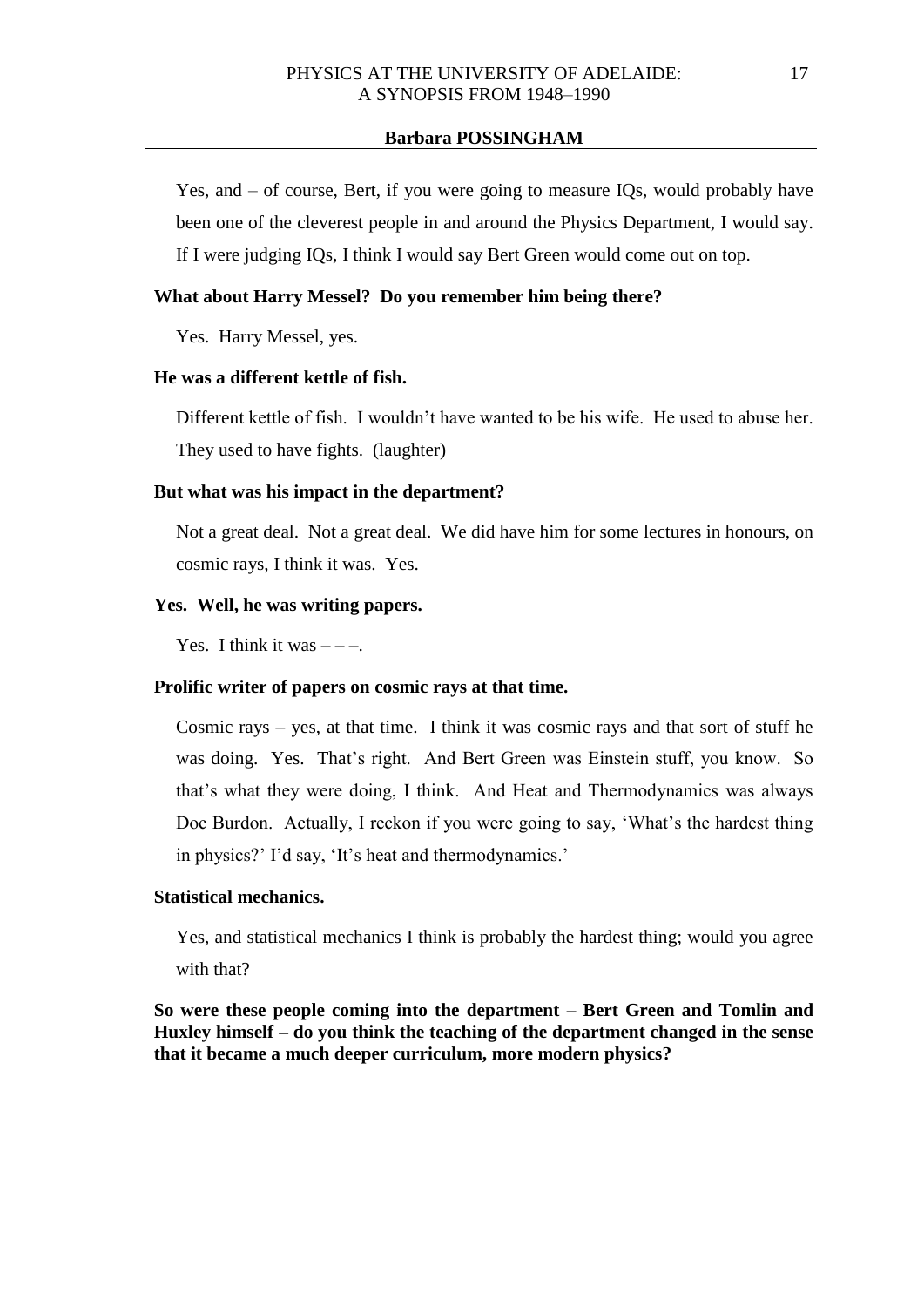Yes, and – of course, Bert, if you were going to measure IQs, would probably have been one of the cleverest people in and around the Physics Department, I would say. If I were judging IQs, I think I would say Bert Green would come out on top.

**What about Harry Messel? Do you remember him being there?**

Yes. Harry Messel, yes.

**He was a different kettle of fish.**

Different kettle of fish. I wouldn't have wanted to be his wife. He used to abuse her. They used to have fights. (laughter)

**But what was his impact in the department?**

Not a great deal. Not a great deal. We did have him for some lectures in honours, on cosmic rays, I think it was. Yes.

**Yes. Well, he was writing papers.**

Yes. I think it was – – –.

**Prolific writer of papers on cosmic rays at that time.**

Cosmic rays – yes, at that time. I think it was cosmic rays and that sort of stuff he was doing. Yes. That's right. And Bert Green was Einstein stuff, you know. So that's what they were doing, I think. And Heat and Thermodynamics was always Doc Burdon. Actually, I reckon if you were going to say, 'What's the hardest thing in physics?' I'd say, 'It's heat and thermodynamics.'

**Statistical mechanics.**

Yes, and statistical mechanics I think is probably the hardest thing; would you agree with that?

**So were these people coming into the department – Bert Green and Tomlin and Huxley himself – do you think the teaching of the department changed in the sense that it became a much deeper curriculum, more modern physics?**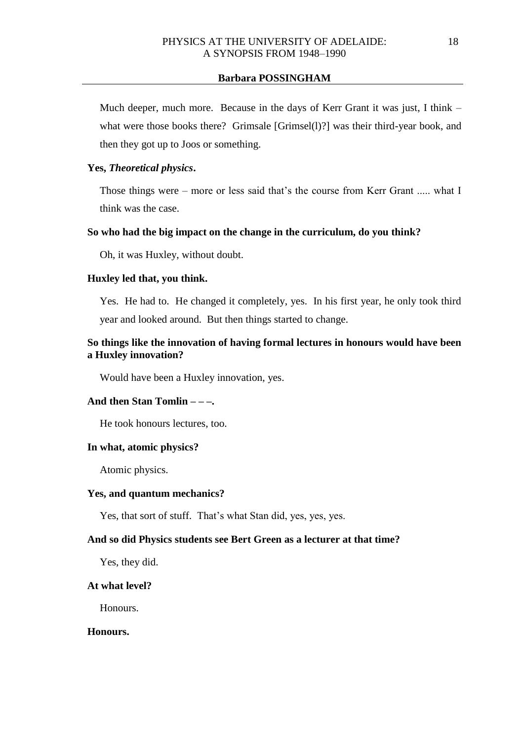Much deeper, much more. Because in the days of Kerr Grant it was just, I think – what were those books there? Grimsale [Grimsel(l)?] was their third-year book, and then they got up to Joos or something.

**Yes, *Theoretical physics*.**

Those things were – more or less said that's the course from Kerr Grant ..... what I think was the case.

**So who had the big impact on the change in the curriculum, do you think?**

Oh, it was Huxley, without doubt.

**Huxley led that, you think.**

Yes. He had to. He changed it completely, yes. In his first year, he only took third year and looked around. But then things started to change.

**So things like the innovation of having formal lectures in honours would have been a Huxley innovation?**

Would have been a Huxley innovation, yes.

**And then Stan Tomlin – – –.**

He took honours lectures, too.

**In what, atomic physics?**

Atomic physics.

**Yes, and quantum mechanics?**

Yes, that sort of stuff. That's what Stan did, yes, yes, yes.

**And so did Physics students see Bert Green as a lecturer at that time?**

Yes, they did.

**At what level?**

Honours.

**Honours.**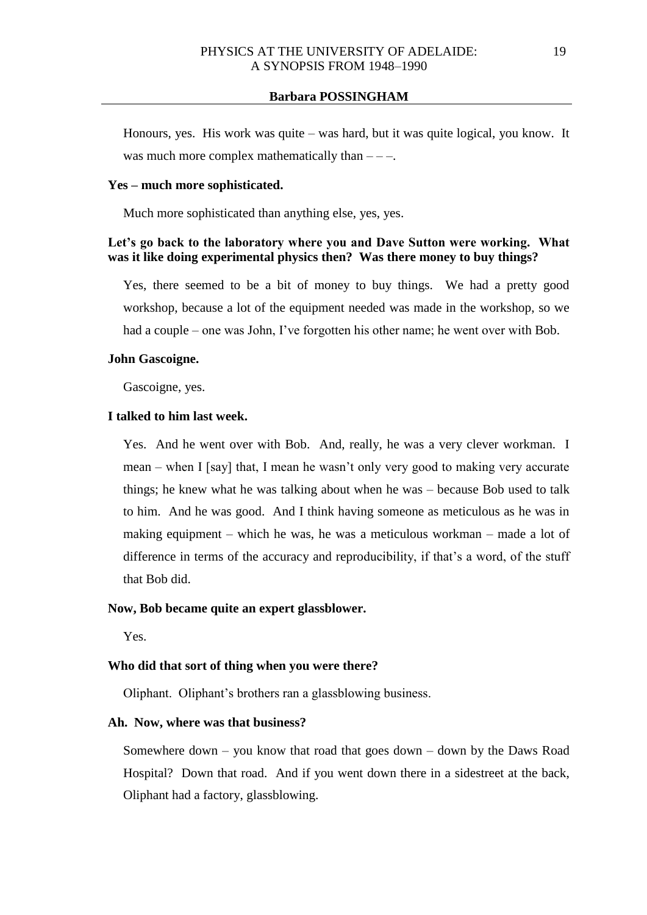Honours, yes. His work was quite – was hard, but it was quite logical, you know. It was much more complex mathematically than – – –.

**Yes – much more sophisticated.**

Much more sophisticated than anything else, yes, yes.

**Let's go back to the laboratory where you and Dave Sutton were working. What was it like doing experimental physics then? Was there money to buy things?**

Yes, there seemed to be a bit of money to buy things. We had a pretty good workshop, because a lot of the equipment needed was made in the workshop, so we had a couple – one was John, I've forgotten his other name; he went over with Bob.

**John Gascoigne.**

Gascoigne, yes.

**I talked to him last week.**

Yes. And he went over with Bob. And, really, he was a very clever workman. I mean – when I [say] that, I mean he wasn't only very good to making very accurate things; he knew what he was talking about when he was – because Bob used to talk to him. And he was good. And I think having someone as meticulous as he was in making equipment – which he was, he was a meticulous workman – made a lot of difference in terms of the accuracy and reproducibility, if that's a word, of the stuff that Bob did.

**Now, Bob became quite an expert glassblower.**

Yes.

**Who did that sort of thing when you were there?**

Oliphant. Oliphant's brothers ran a glassblowing business.

**Ah. Now, where was that business?**

Somewhere down – you know that road that goes down – down by the Daws Road Hospital? Down that road. And if you went down there in a sidestreet at the back, Oliphant had a factory, glassblowing.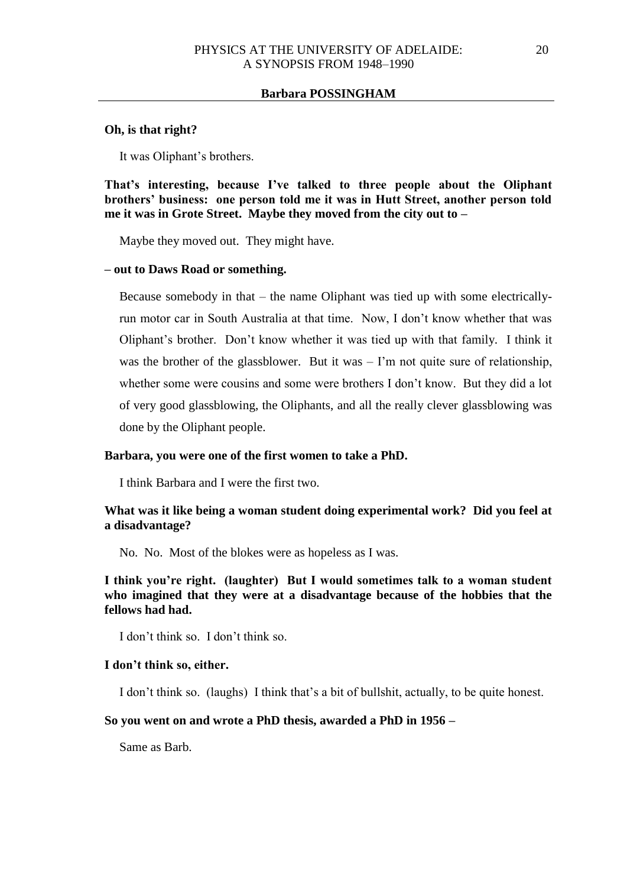**Oh, is that right?**

It was Oliphant's brothers.

**That's interesting, because I've talked to three people about the Oliphant brothers' business: one person told me it was in Hutt Street, another person told me it was in Grote Street. Maybe they moved from the city out to –**

Maybe they moved out. They might have.

**– out to Daws Road or something.**

Because somebody in that – the name Oliphant was tied up with some electrically-run motor car in South Australia at that time. Now, I don't know whether that was Oliphant's brother. Don't know whether it was tied up with that family. I think it was the brother of the glassblower. But it was – I'm not quite sure of relationship, whether some were cousins and some were brothers I don't know. But they did a lot of very good glassblowing, the Oliphants, and all the really clever glassblowing was done by the Oliphant people.

**Barbara, you were one of the first women to take a PhD.**

I think Barbara and I were the first two.

**What was it like being a woman student doing experimental work? Did you feel at a disadvantage?**

No. No. Most of the blokes were as hopeless as I was.

**I think you're right. (laughter) But I would sometimes talk to a woman student who imagined that they were at a disadvantage because of the hobbies that the fellows had had.**

I don't think so. I don't think so.

**I don't think so, either.**

I don't think so. (laughs) I think that's a bit of bullshit, actually, to be quite honest.

**So you went on and wrote a PhD thesis, awarded a PhD in 1956 –**

Same as Barb.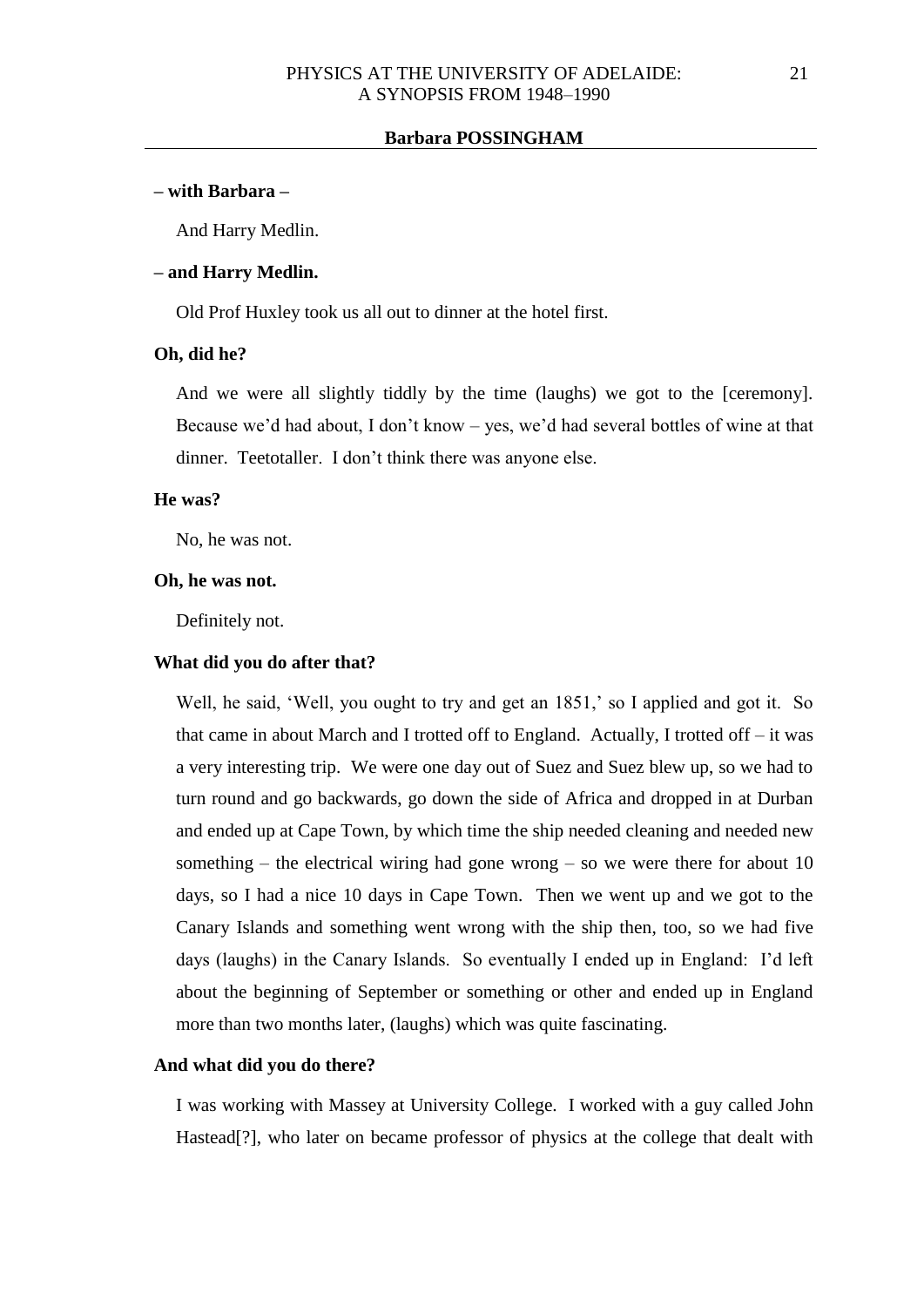**– with Barbara –**

And Harry Medlin.

**– and Harry Medlin.**

Old Prof Huxley took us all out to dinner at the hotel first.

**Oh, did he?**

And we were all slightly tiddly by the time (laughs) we got to the [ceremony]. Because we'd had about, I don't know – yes, we'd had several bottles of wine at that dinner. Teetotaller. I don't think there was anyone else.

**He was?**

No, he was not.

**Oh, he was not.**

Definitely not.

**What did you do after that?**

Well, he said, 'Well, you ought to try and get an 1851,' so I applied and got it. So that came in about March and I trotted off to England. Actually, I trotted off – it was a very interesting trip. We were one day out of Suez and Suez blew up, so we had to turn round and go backwards, go down the side of Africa and dropped in at Durban and ended up at Cape Town, by which time the ship needed cleaning and needed new something – the electrical wiring had gone wrong – so we were there for about 10 days, so I had a nice 10 days in Cape Town. Then we went up and we got to the Canary Islands and something went wrong with the ship then, too, so we had five days (laughs) in the Canary Islands. So eventually I ended up in England: I'd left about the beginning of September or something or other and ended up in England more than two months later, (laughs) which was quite fascinating.

**And what did you do there?**

I was working with Massey at University College. I worked with a guy called John Hastead[?], who later on became professor of physics at the college that dealt with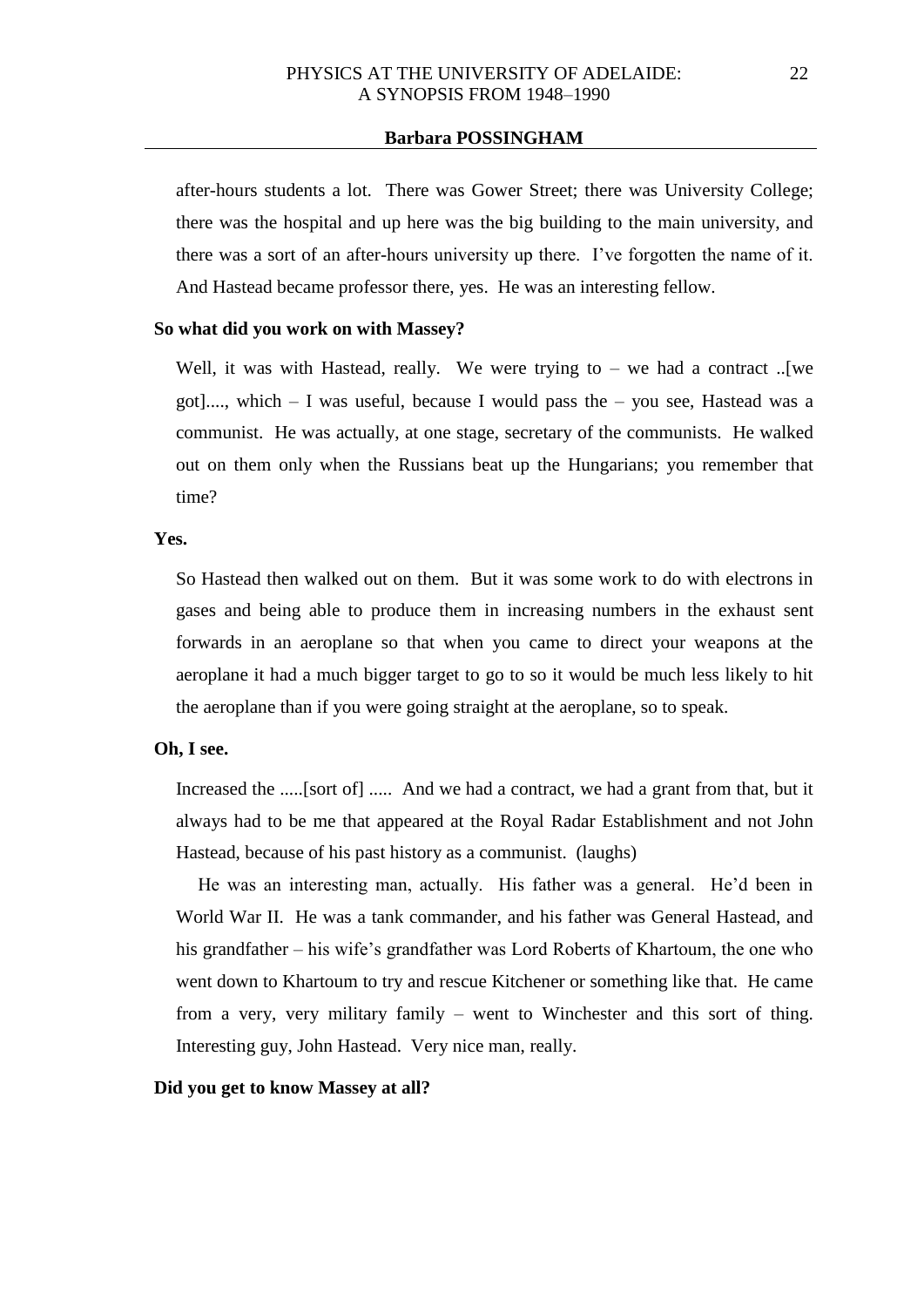after-hours students a lot. There was Gower Street; there was University College; there was the hospital and up here was the big building to the main university, and there was a sort of an after-hours university up there. I've forgotten the name of it. And Hastead became professor there, yes. He was an interesting fellow.

**So what did you work on with Massey?**

Well, it was with Hastead, really. We were trying to – we had a contract ..[we got]...., which – I was useful, because I would pass the – you see, Hastead was a communist. He was actually, at one stage, secretary of the communists. He walked out on them only when the Russians beat up the Hungarians; you remember that time?

**Yes.**

So Hastead then walked out on them. But it was some work to do with electrons in gases and being able to produce them in increasing numbers in the exhaust sent forwards in an aeroplane so that when you came to direct your weapons at the aeroplane it had a much bigger target to go to so it would be much less likely to hit the aeroplane than if you were going straight at the aeroplane, so to speak.

**Oh, I see.**

Increased the .....[sort of] ..... And we had a contract, we had a grant from that, but it always had to be me that appeared at the Royal Radar Establishment and not John Hastead, because of his past history as a communist. (laughs)

He was an interesting man, actually. His father was a general. He'd been in World War II. He was a tank commander, and his father was General Hastead, and his grandfather – his wife's grandfather was Lord Roberts of Khartoum, the one who went down to Khartoum to try and rescue Kitchener or something like that. He came from a very, very military family – went to Winchester and this sort of thing. Interesting guy, John Hastead. Very nice man, really.

**Did you get to know Massey at all?**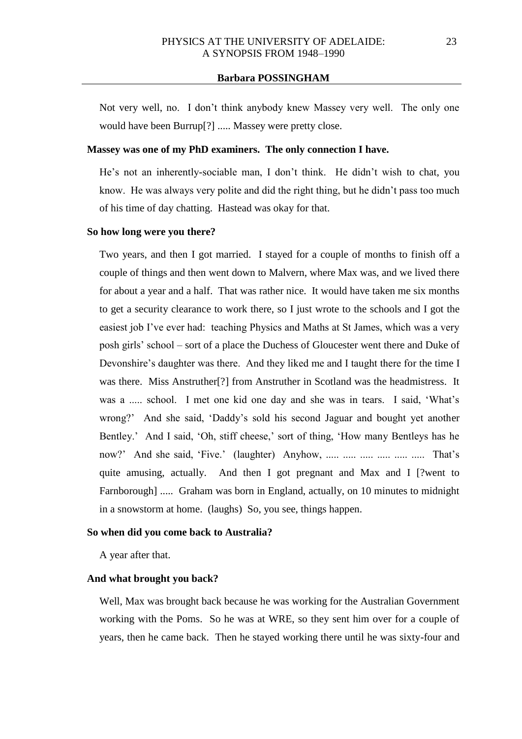Not very well, no. I don't think anybody knew Massey very well. The only one would have been Burrup[?] ..... Massey were pretty close.

**Massey was one of my PhD examiners. The only connection I have.**

He's not an inherently-sociable man, I don't think. He didn't wish to chat, you know. He was always very polite and did the right thing, but he didn't pass too much of his time of day chatting. Hastead was okay for that.

**So how long were you there?**

Two years, and then I got married. I stayed for a couple of months to finish off a couple of things and then went down to Malvern, where Max was, and we lived there for about a year and a half. That was rather nice. It would have taken me six months to get a security clearance to work there, so I just wrote to the schools and I got the easiest job I've ever had: teaching Physics and Maths at St James, which was a very posh girls' school – sort of a place the Duchess of Gloucester went there and Duke of Devonshire's daughter was there. And they liked me and I taught there for the time I was there. Miss Anstruther[?] from Anstruther in Scotland was the headmistress. It was a ..... school. I met one kid one day and she was in tears. I said, 'What's wrong?' And she said, 'Daddy's sold his second Jaguar and bought yet another Bentley.' And I said, 'Oh, stiff cheese,' sort of thing, 'How many Bentleys has he now?' And she said, 'Five.' (laughter) Anyhow, ..... ..... ..... ..... ..... ..... That's quite amusing, actually. And then I got pregnant and Max and I [?went to Farnborough] ..... Graham was born in England, actually, on 10 minutes to midnight in a snowstorm at home. (laughs) So, you see, things happen.

**So when did you come back to Australia?**

A year after that.

**And what brought you back?**

Well, Max was brought back because he was working for the Australian Government working with the Poms. So he was at WRE, so they sent him over for a couple of years, then he came back. Then he stayed working there until he was sixty-four and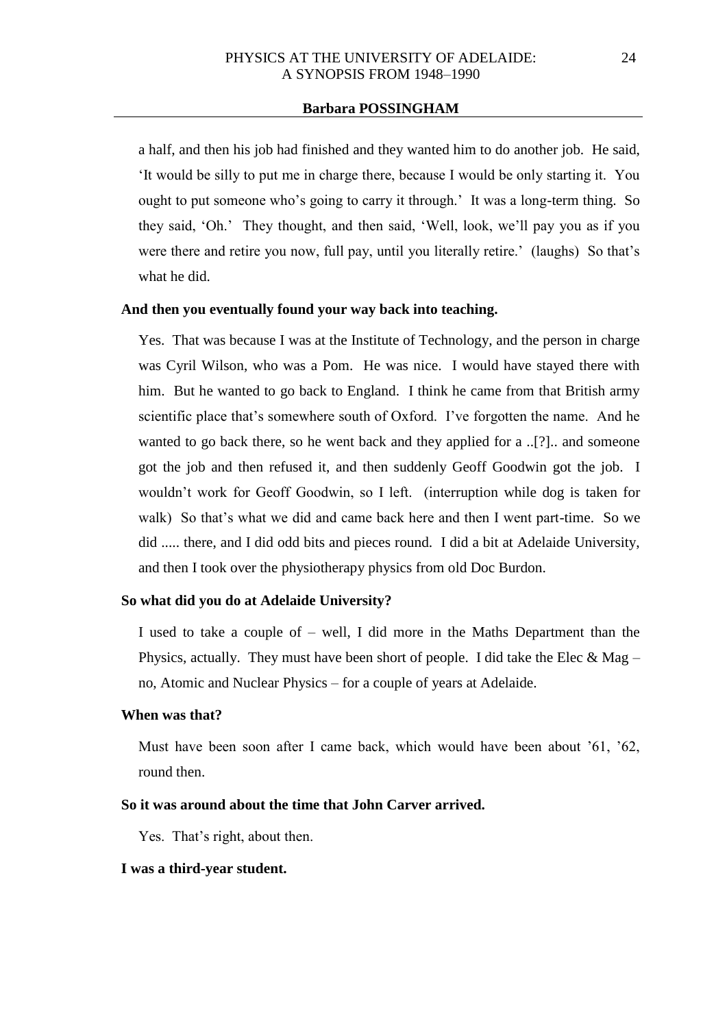a half, and then his job had finished and they wanted him to do another job. He said, 'It would be silly to put me in charge there, because I would be only starting it. You ought to put someone who's going to carry it through.' It was a long-term thing. So they said, 'Oh.' They thought, and then said, 'Well, look, we'll pay you as if you were there and retire you now, full pay, until you literally retire.' (laughs) So that's what he did.

**And then you eventually found your way back into teaching.**

Yes. That was because I was at the Institute of Technology, and the person in charge was Cyril Wilson, who was a Pom. He was nice. I would have stayed there with him. But he wanted to go back to England. I think he came from that British army scientific place that's somewhere south of Oxford. I've forgotten the name. And he wanted to go back there, so he went back and they applied for a ..[?].. and someone got the job and then refused it, and then suddenly Geoff Goodwin got the job. I wouldn't work for Geoff Goodwin, so I left. (interruption while dog is taken for walk) So that's what we did and came back here and then I went part-time. So we did ..... there, and I did odd bits and pieces round. I did a bit at Adelaide University, and then I took over the physiotherapy physics from old Doc Burdon.

**So what did you do at Adelaide University?**

I used to take a couple of – well, I did more in the Maths Department than the Physics, actually. They must have been short of people. I did take the Elec & Mag – no, Atomic and Nuclear Physics – for a couple of years at Adelaide.

**When was that?**

Must have been soon after I came back, which would have been about '61, '62, round then.

**So it was around about the time that John Carver arrived.**

Yes. That's right, about then.

**I was a third-year student.**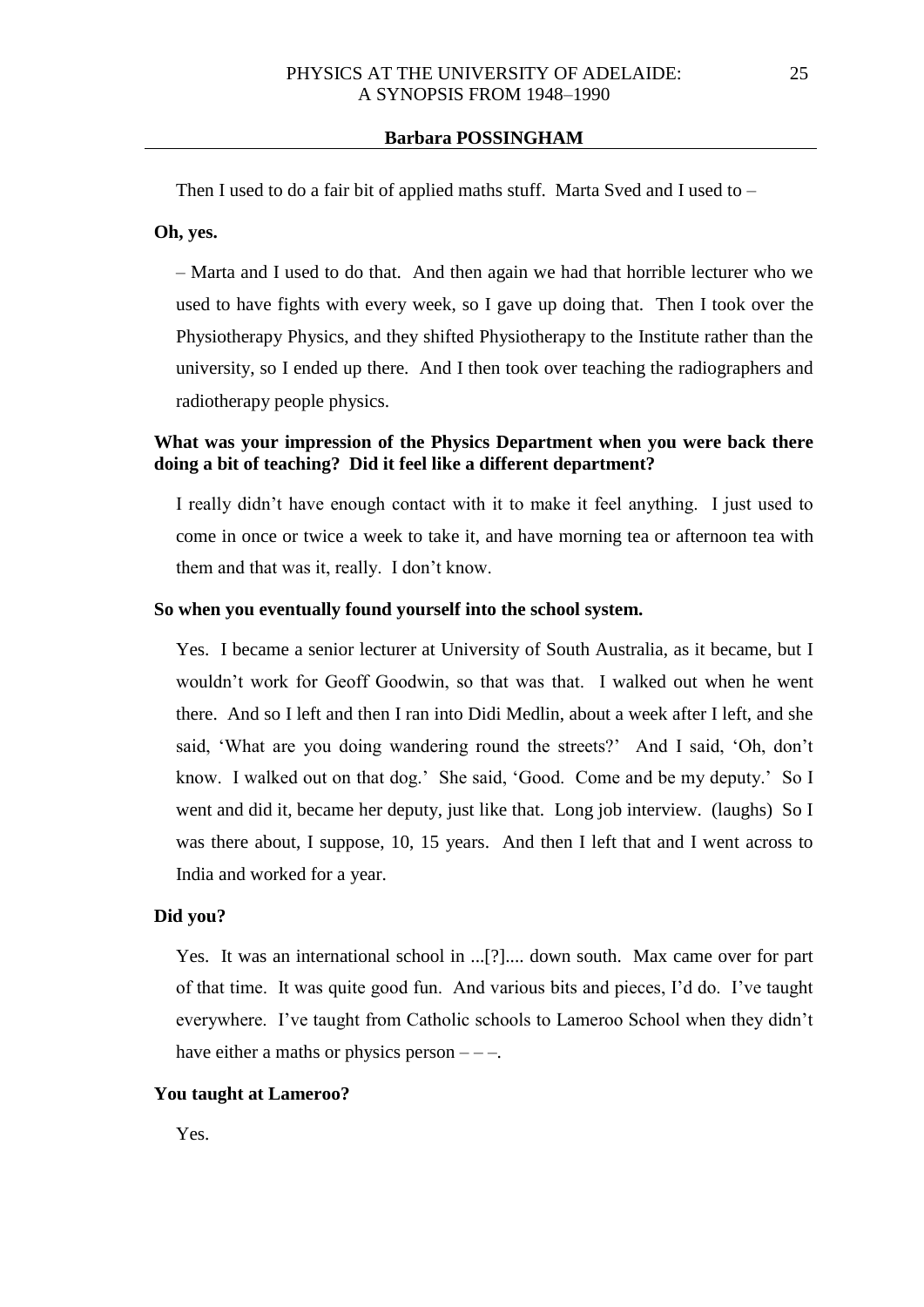Then I used to do a fair bit of applied maths stuff. Marta Sved and I used to –

**Oh, yes.**

– Marta and I used to do that. And then again we had that horrible lecturer who we used to have fights with every week, so I gave up doing that. Then I took over the Physiotherapy Physics, and they shifted Physiotherapy to the Institute rather than the university, so I ended up there. And I then took over teaching the radiographers and radiotherapy people physics.

**What was your impression of the Physics Department when you were back there doing a bit of teaching? Did it feel like a different department?**

I really didn't have enough contact with it to make it feel anything. I just used to come in once or twice a week to take it, and have morning tea or afternoon tea with them and that was it, really. I don't know.

**So when you eventually found yourself into the school system.**

Yes. I became a senior lecturer at University of South Australia, as it became, but I wouldn't work for Geoff Goodwin, so that was that. I walked out when he went there. And so I left and then I ran into Didi Medlin, about a week after I left, and she said, 'What are you doing wandering round the streets?' And I said, 'Oh, don't know. I walked out on that dog.' She said, 'Good. Come and be my deputy.' So I went and did it, became her deputy, just like that. Long job interview. (laughs) So I was there about, I suppose, 10, 15 years. And then I left that and I went across to India and worked for a year.

**Did you?**

Yes. It was an international school in ...[?].... down south. Max came over for part of that time. It was quite good fun. And various bits and pieces, I'd do. I've taught everywhere. I've taught from Catholic schools to Lameroo School when they didn't have either a maths or physics person – – –.

**You taught at Lameroo?**

Yes.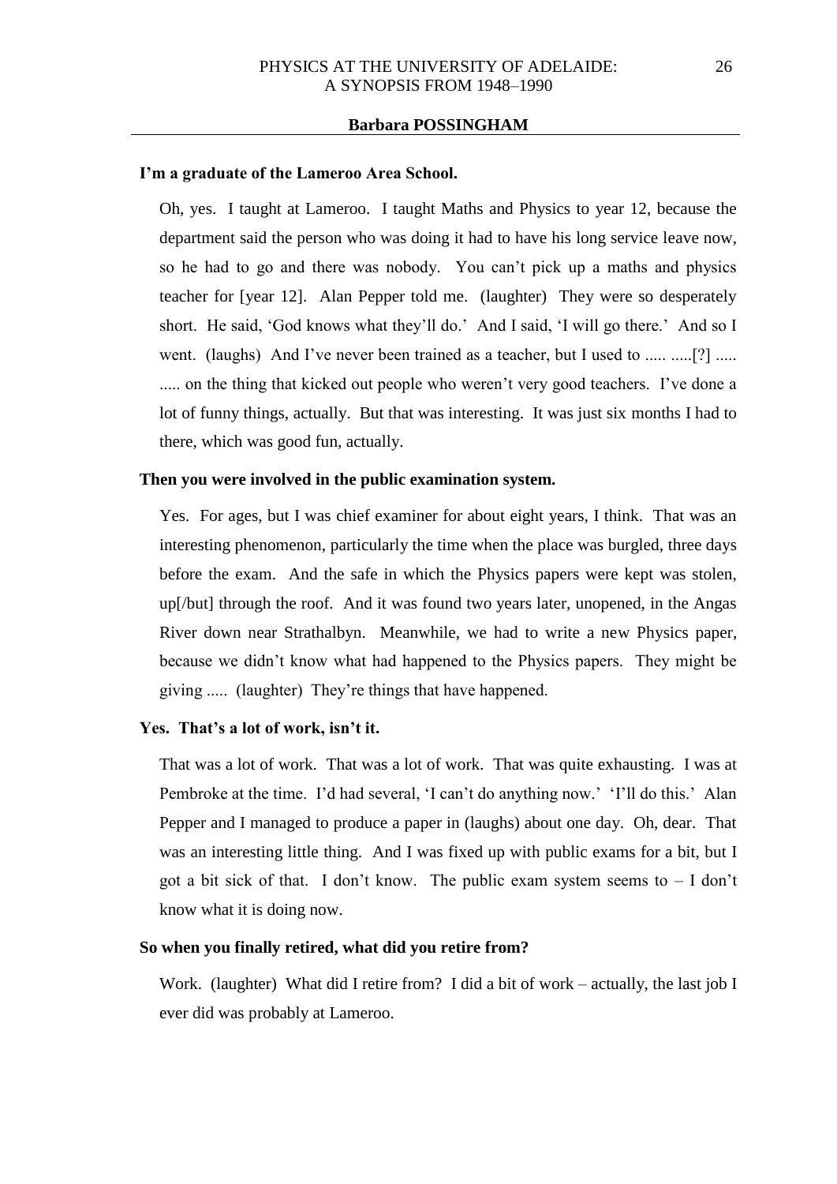**Barbara POSSINGHAM**

**I'm a graduate of the Lameroo Area School.**

Oh, yes. I taught at Lameroo. I taught Maths and Physics to year 12, because the department said the person who was doing it had to have his long service leave now, so he had to go and there was nobody. You can't pick up a maths and physics teacher for [year 12]. Alan Pepper told me. (laughter) They were so desperately short. He said, 'God knows what they'll do.' And I said, 'I will go there.' And so I went. (laughs) And I've never been trained as a teacher, but I used to ..... .....[?] ..... ..... on the thing that kicked out people who weren't very good teachers. I've done a lot of funny things, actually. But that was interesting. It was just six months I had to there, which was good fun, actually.

**Then you were involved in the public examination system.**

Yes. For ages, but I was chief examiner for about eight years, I think. That was an interesting phenomenon, particularly the time when the place was burgled, three days before the exam. And the safe in which the Physics papers were kept was stolen, up[/but] through the roof. And it was found two years later, unopened, in the Angas River down near Strathalbyn. Meanwhile, we had to write a new Physics paper, because we didn't know what had happened to the Physics papers. They might be giving ..... (laughter) They're things that have happened.

**Yes. That's a lot of work, isn't it.**

That was a lot of work. That was a lot of work. That was quite exhausting. I was at Pembroke at the time. I'd had several, 'I can't do anything now.' 'I'll do this.' Alan Pepper and I managed to produce a paper in (laughs) about one day. Oh, dear. That was an interesting little thing. And I was fixed up with public exams for a bit, but I got a bit sick of that. I don't know. The public exam system seems to – I don't know what it is doing now.

**So when you finally retired, what did you retire from?**

Work. (laughter) What did I retire from? I did a bit of work – actually, the last job I ever did was probably at Lameroo.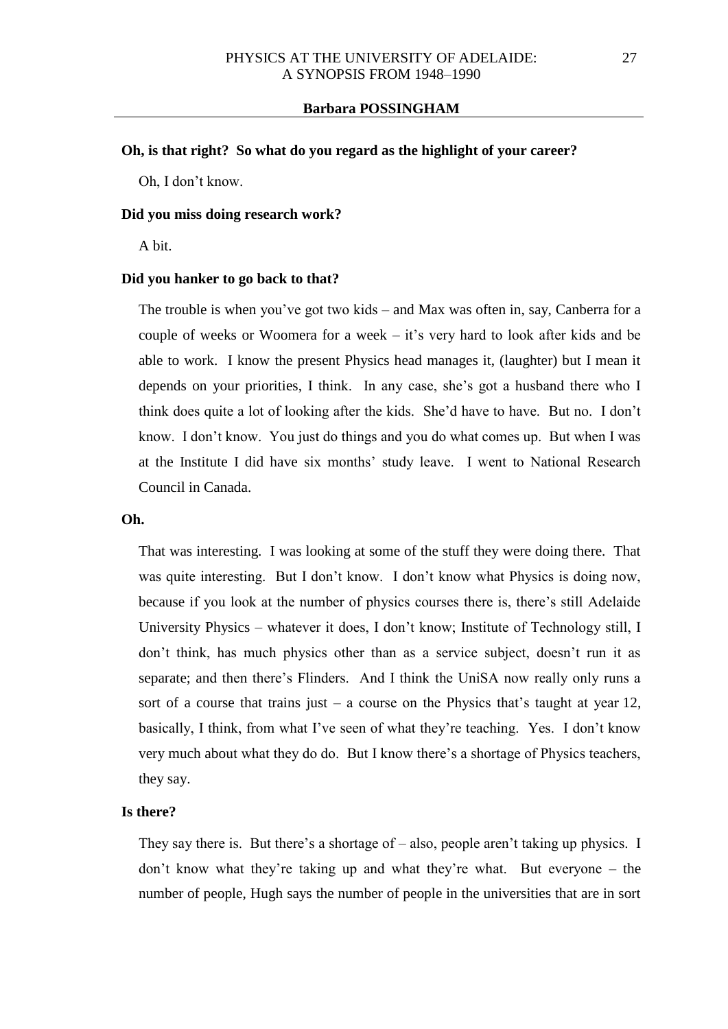**Oh, is that right? So what do you regard as the highlight of your career?**

Oh, I don't know.

**Did you miss doing research work?**

A bit.

**Did you hanker to go back to that?**

The trouble is when you've got two kids – and Max was often in, say, Canberra for a couple of weeks or Woomera for a week – it's very hard to look after kids and be able to work. I know the present Physics head manages it, (laughter) but I mean it depends on your priorities, I think. In any case, she's got a husband there who I think does quite a lot of looking after the kids. She'd have to have. But no. I don't know. I don't know. You just do things and you do what comes up. But when I was at the Institute I did have six months' study leave. I went to National Research Council in Canada.

**Oh.**

That was interesting. I was looking at some of the stuff they were doing there. That was quite interesting. But I don't know. I don't know what Physics is doing now, because if you look at the number of physics courses there is, there's still Adelaide University Physics – whatever it does, I don't know; Institute of Technology still, I don't think, has much physics other than as a service subject, doesn't run it as separate; and then there's Flinders. And I think the UniSA now really only runs a sort of a course that trains just – a course on the Physics that's taught at year 12, basically, I think, from what I've seen of what they're teaching. Yes. I don't know very much about what they do do. But I know there's a shortage of Physics teachers, they say.

**Is there?**

They say there is. But there's a shortage of – also, people aren't taking up physics. I don't know what they're taking up and what they're what. But everyone – the number of people, Hugh says the number of people in the universities that are in sort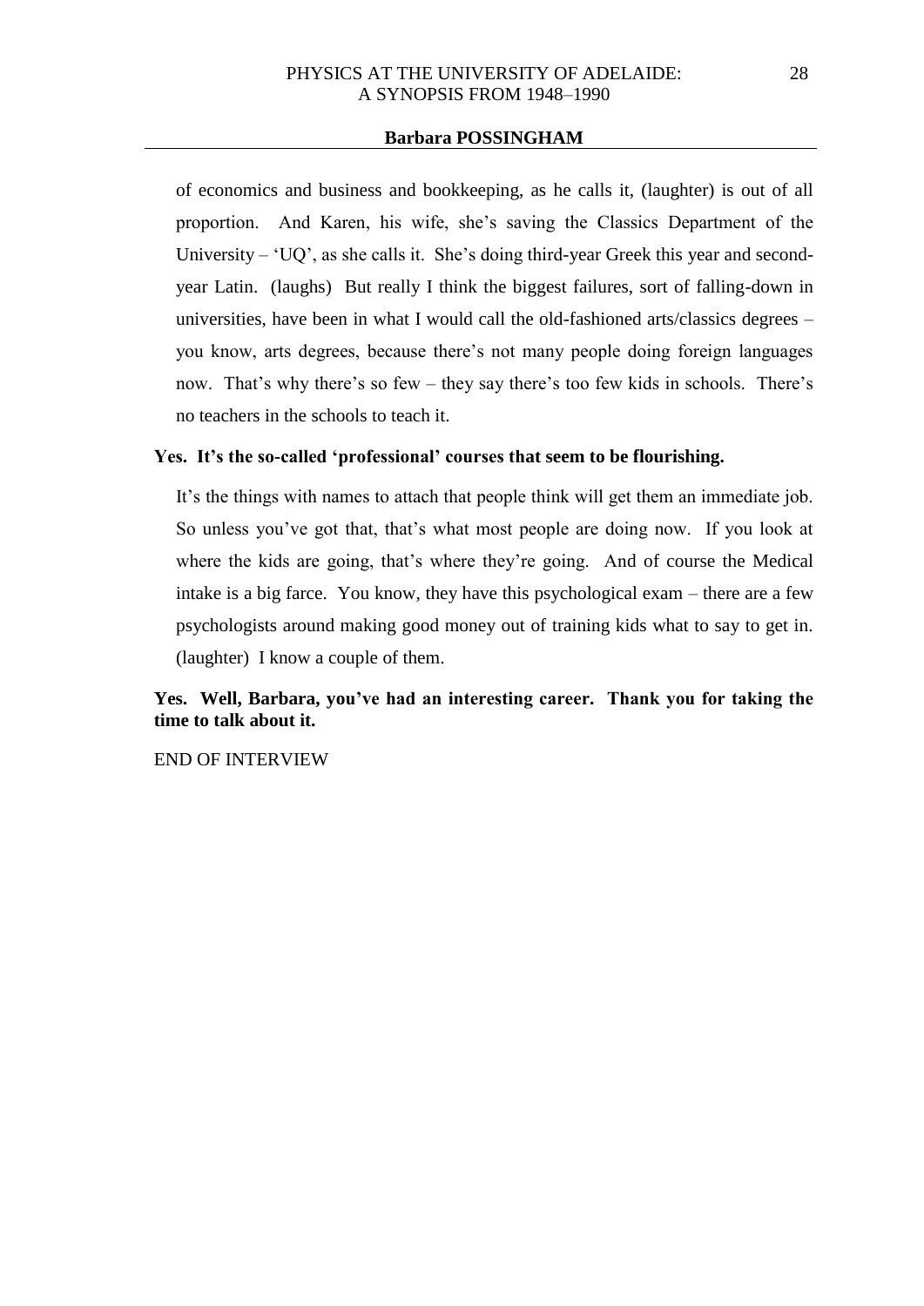of economics and business and bookkeeping, as he calls it, (laughter) is out of all proportion. And Karen, his wife, she's saving the Classics Department of the University – 'UQ', as she calls it. She's doing third-year Greek this year and second-year Latin. (laughs) But really I think the biggest failures, sort of falling-down in universities, have been in what I would call the old-fashioned arts/classics degrees – you know, arts degrees, because there's not many people doing foreign languages now. That's why there's so few – they say there's too few kids in schools. There's no teachers in the schools to teach it.

**Yes. It's the so-called 'professional' courses that seem to be flourishing.**

It's the things with names to attach that people think will get them an immediate job. So unless you've got that, that's what most people are doing now. If you look at where the kids are going, that's where they're going. And of course the Medical intake is a big farce. You know, they have this psychological exam – there are a few psychologists around making good money out of training kids what to say to get in. (laughter) I know a couple of them.

**Yes. Well, Barbara, you've had an interesting career. Thank you for taking the time to talk about it.**

END OF INTERVIEW